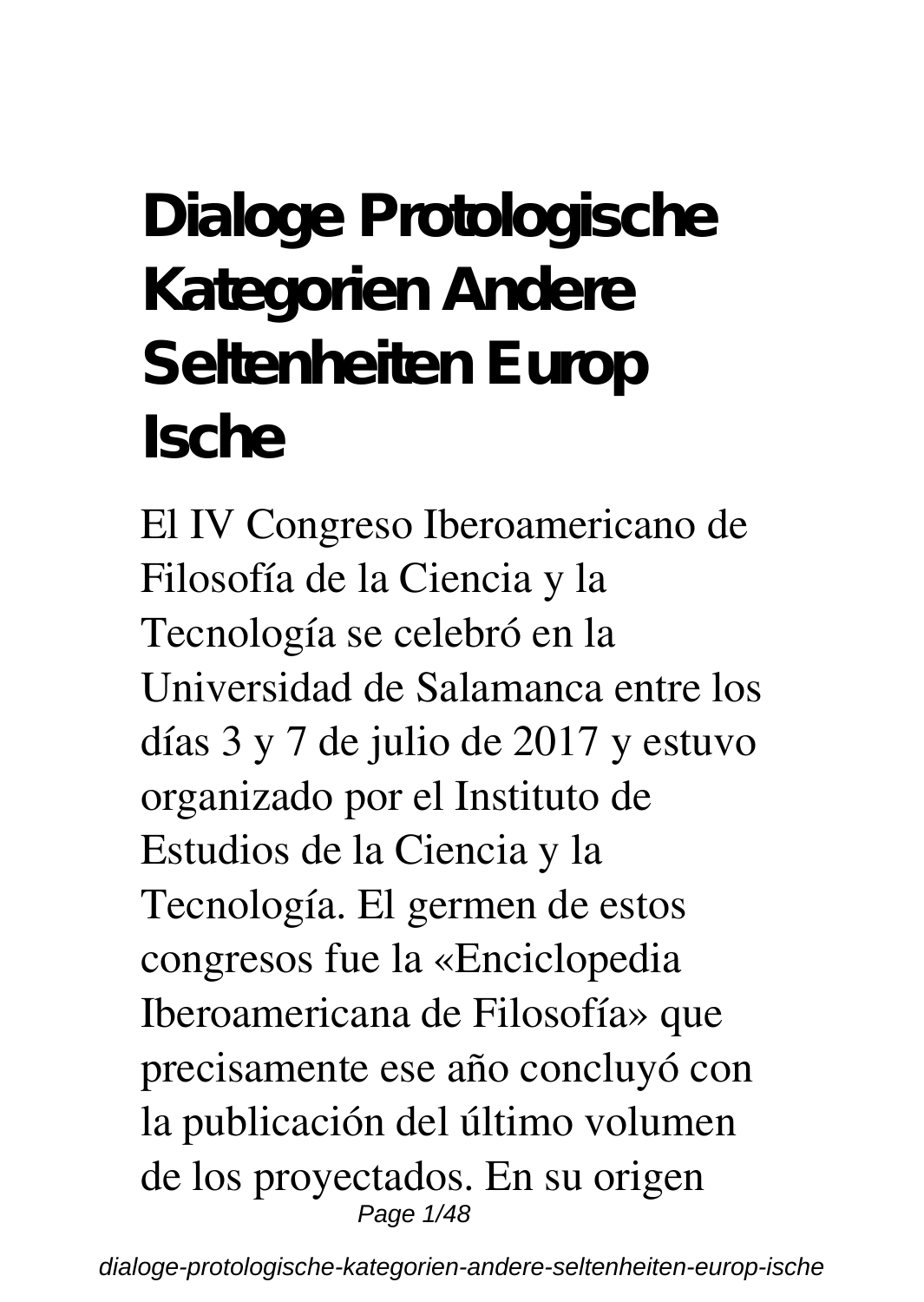# Dialoge Protologische Kategorien Andere Seltenheiten Europ Ische

El IV Congreso Iberoamericano de Filosofía de la Ciencia y la Tecnología se celebró en la Universidad de Salamanca entre los días 3 y 7 de julio de 2017 y estuvo organizado por el Instituto de Estudios de la Ciencia y la Tecnología. El germen de estos congresos fue la «Enciclopedia Iberoamericana de Filosofía» que precisamente ese año concluyó con la publicación del último volumen de los proyectados. En su origen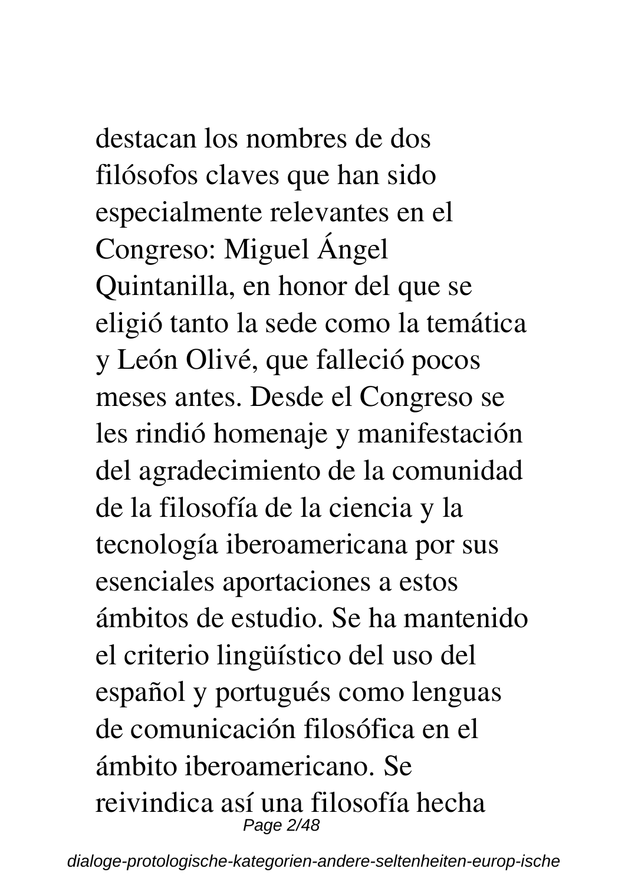destacan los nombres de dos filósofos claves que han sido especialmente relevantes en el Congreso: Miguel Ángel Quintanilla, en honor del que se eligió tanto la sede como la temática y León Olivé, que falleció pocos meses antes. Desde el Congreso se les rindió homenaje y manifestación del agradecimiento de la comunidad de la filosofía de la ciencia y la tecnología iberoamericana por sus esenciales aportaciones a estos ámbitos de estudio. Se ha mantenido el criterio lingüístico del uso del español y portugués como lenguas de comunicación filosófica en el ámbito iberoamericano. Se reivindica así una filosofía hecha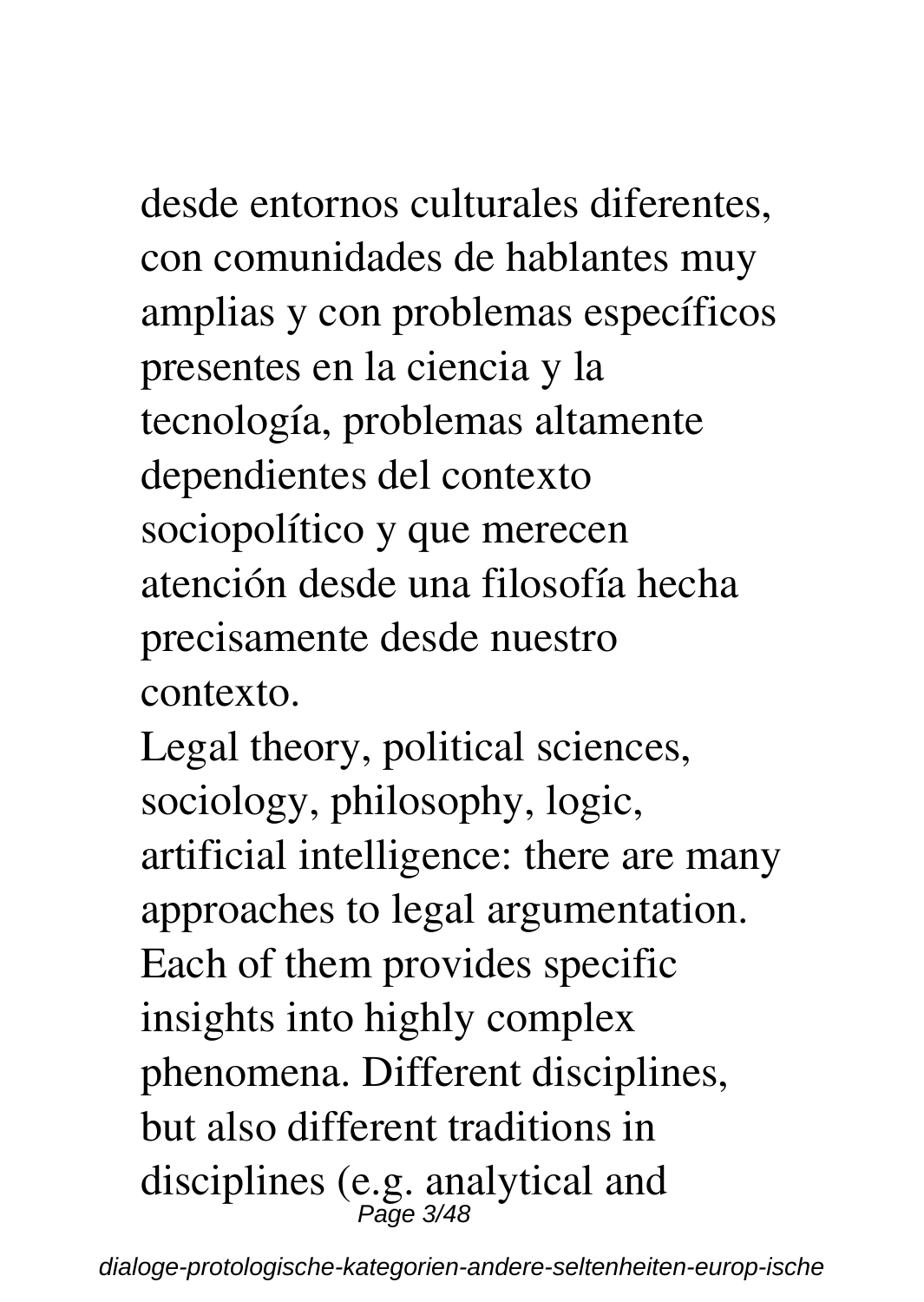desde entornos culturales diferentes, con comunidades de hablantes muy amplias y con problemas específicos presentes en la ciencia y la tecnología, problemas altamente dependientes del contexto sociopolítico y que merecen atención desde una filosofía hecha precisamente desde nuestro contexto.

Legal theory, political sciences, sociology, philosophy, logic, artificial intelligence: there are many approaches to legal argumentation. Each of them provides specific insights into highly complex phenomena. Different disciplines, but also different traditions in disciplines (e.g. analytical and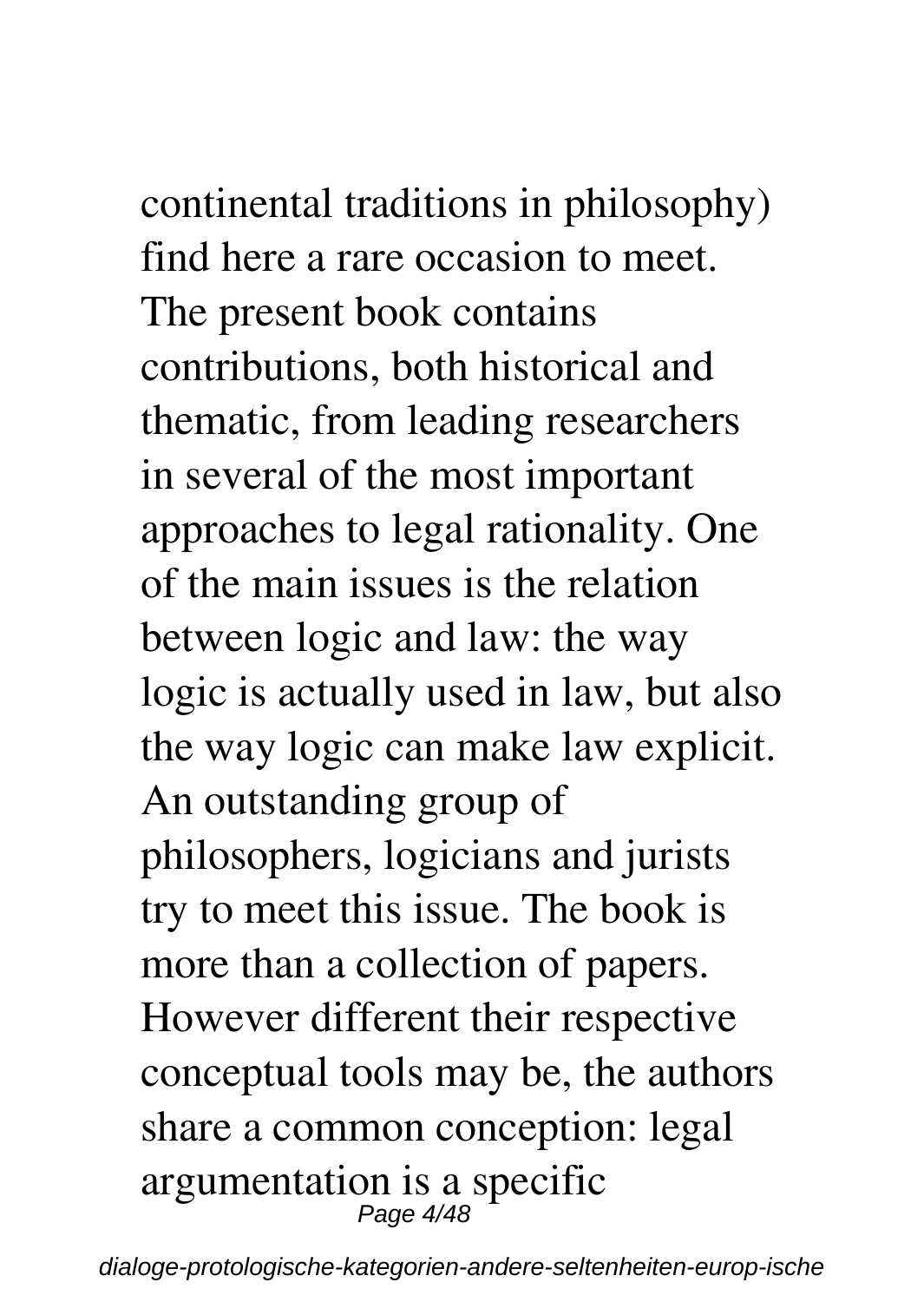continental traditions in philosophy) find here a rare occasion to meet. The present book contains contributions, both historical and thematic, from leading researchers in several of the most important approaches to legal rationality. One of the main issues is the relation between logic and law: the way logic is actually used in law, but also the way logic can make law explicit. An outstanding group of philosophers, logicians and jurists try to meet this issue. The book is more than a collection of papers. However different their respective conceptual tools may be, the authors share a common conception: legal argumentation is a specific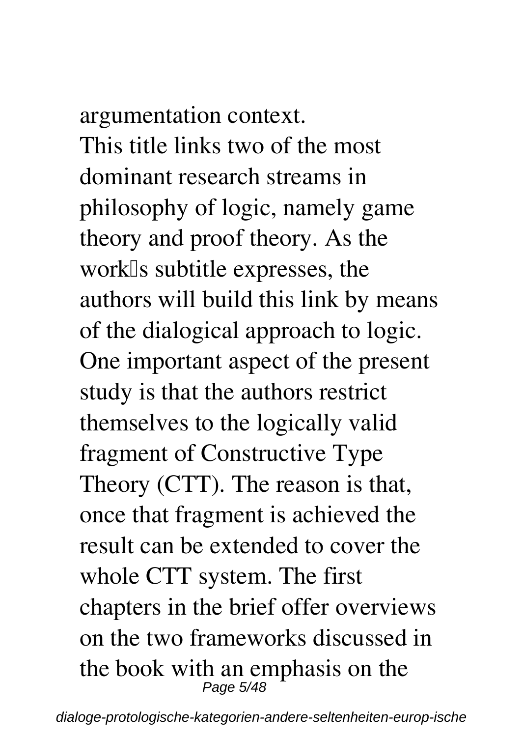argumentation context.

This title links two of the most dominant research streams in philosophy of logic, namely game theory and proof theory. As the work's subtitle expresses, the authors will build this link by means of the dialogical approach to logic. One important aspect of the present study is that the authors restrict themselves to the logically valid fragment of Constructive Type Theory (CTT). The reason is that, once that fragment is achieved the result can be extended to cover the whole CTT system. The first chapters in the brief offer overviews on the two frameworks discussed in the book with an emphasis on the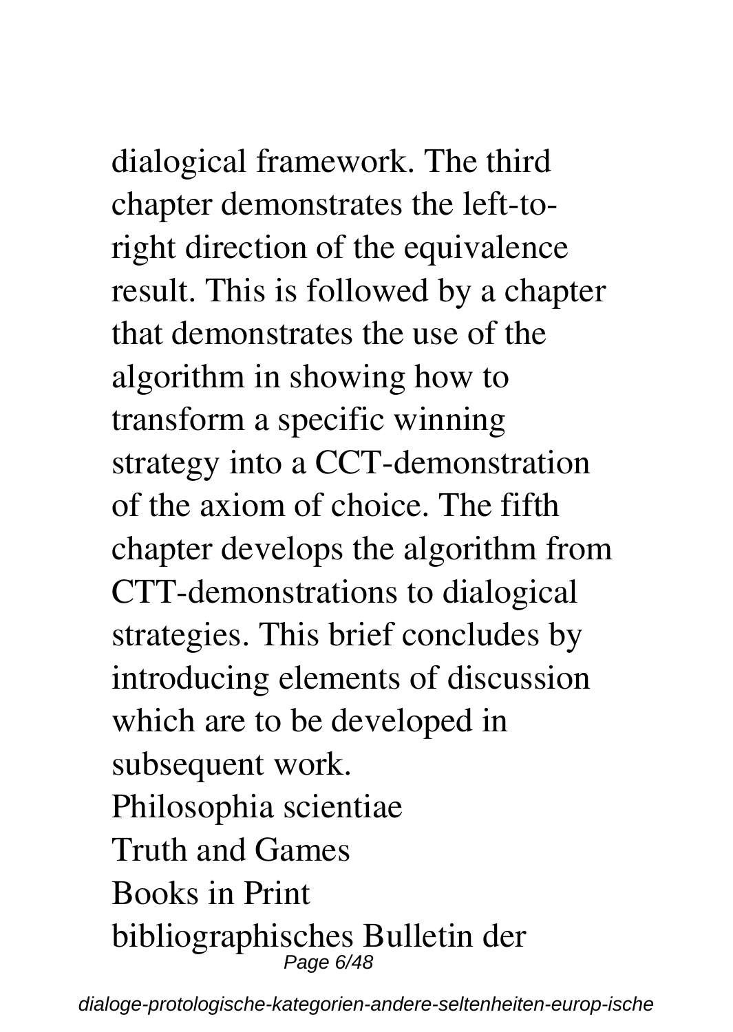dialogical framework. The third chapter demonstrates the left-to-right direction of the equivalence result. This is followed by a chapter that demonstrates the use of the algorithm in showing how to transform a specific winning strategy into a CCT-demonstration of the axiom of choice. The fifth chapter develops the algorithm from CTT-demonstrations to dialogical strategies. This brief concludes by introducing elements of discussion which are to be developed in subsequent work.

Philosophia scientiae

Truth and Games

Books in Print

bibliographisches Bulletin der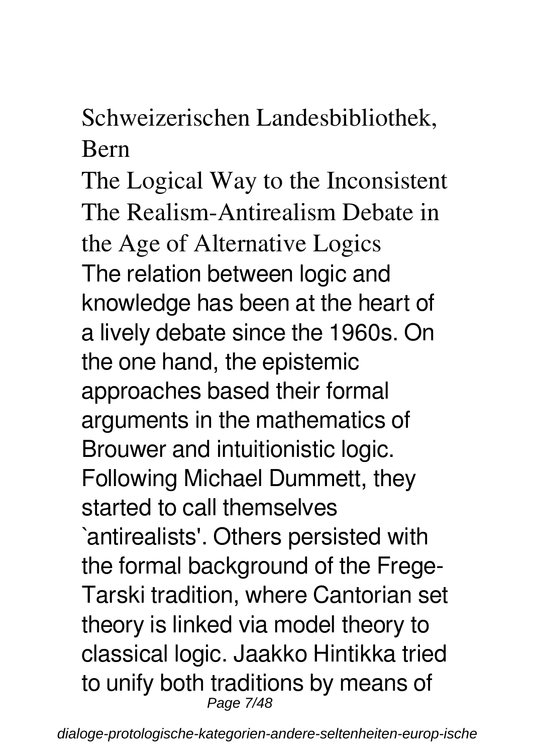Schweizerischen Landesbibliothek, Bern

The Logical Way to the Inconsistent

The Realism-Antirealism Debate in the Age of Alternative Logics

The relation between logic and knowledge has been at the heart of a lively debate since the 1960s. On the one hand, the epistemic approaches based their formal arguments in the mathematics of Brouwer and intuitionistic logic. Following Michael Dummett, they started to call themselves `antirealists'. Others persisted with the formal background of the Frege-Tarski tradition, where Cantorian set theory is linked via model theory to classical logic. Jaakko Hintikka tried to unify both traditions by means of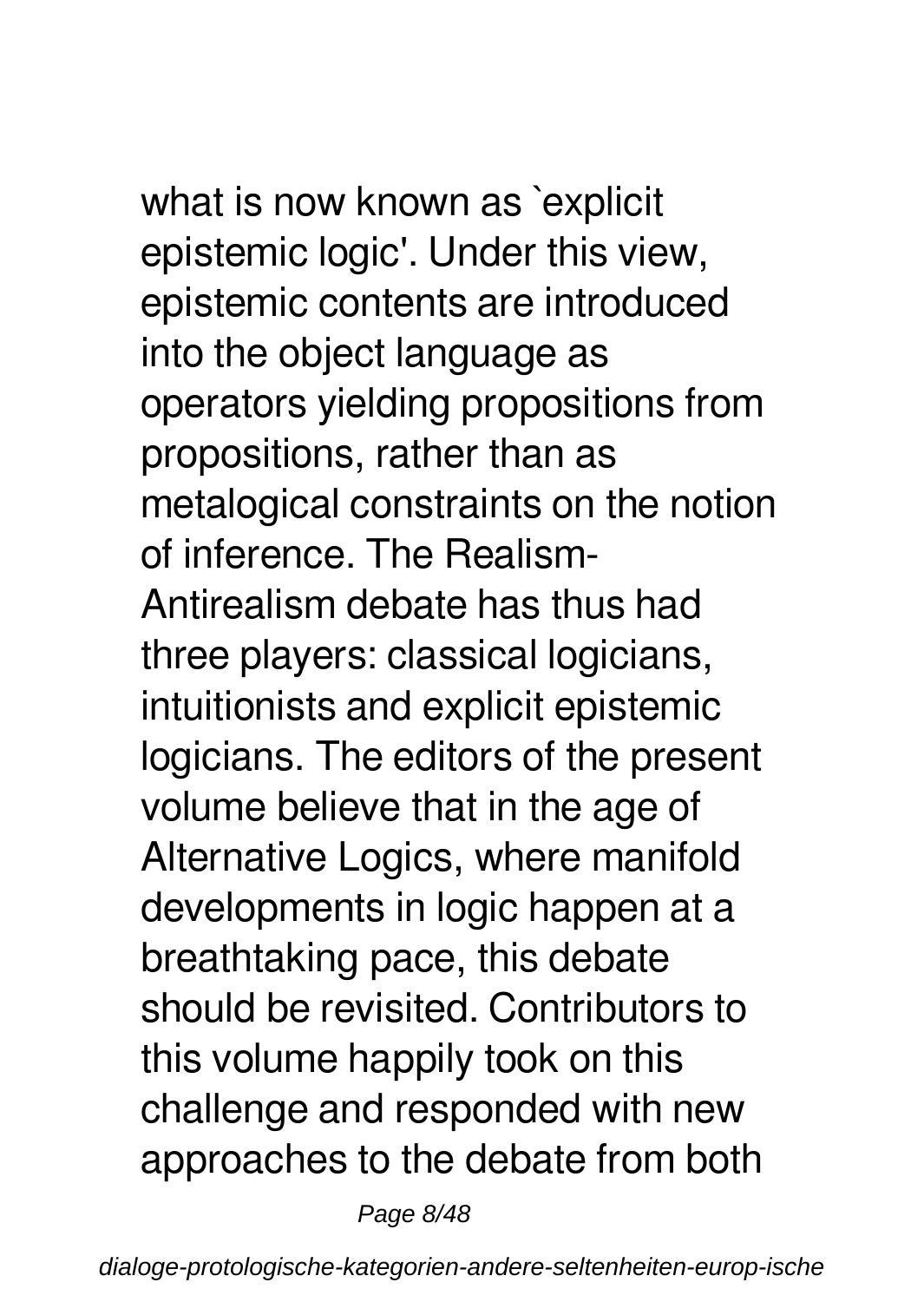what is now known as `explicit epistemic logic'. Under this view, epistemic contents are introduced into the object language as operators yielding propositions from propositions, rather than as metalogical constraints on the notion of inference. The Realism-Antirealism debate has thus had three players: classical logicians, intuitionists and explicit epistemic logicians. The editors of the present volume believe that in the age of Alternative Logics, where manifold developments in logic happen at a breathtaking pace, this debate should be revisited. Contributors to this volume happily took on this challenge and responded with new approaches to the debate from both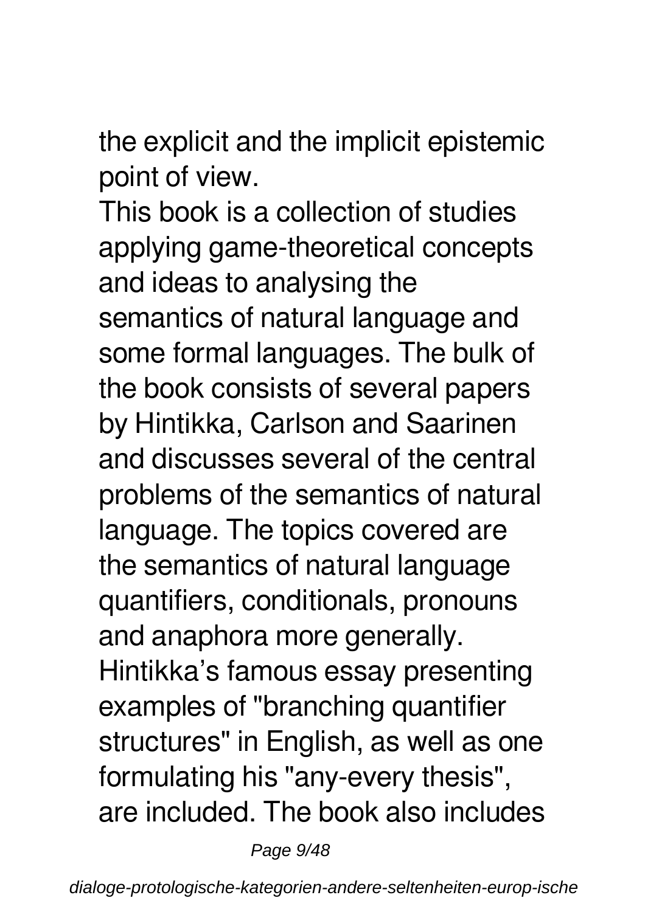the explicit and the implicit epistemic point of view.

This book is a collection of studies applying game-theoretical concepts and ideas to analysing the semantics of natural language and some formal languages. The bulk of the book consists of several papers by Hintikka, Carlson and Saarinen and discusses several of the central problems of the semantics of natural language. The topics covered are the semantics of natural language quantifiers, conditionals, pronouns and anaphora more generally. Hintikka's famous essay presenting examples of "branching quantifier structures" in English, as well as one formulating his "any-every thesis", are included. The book also includes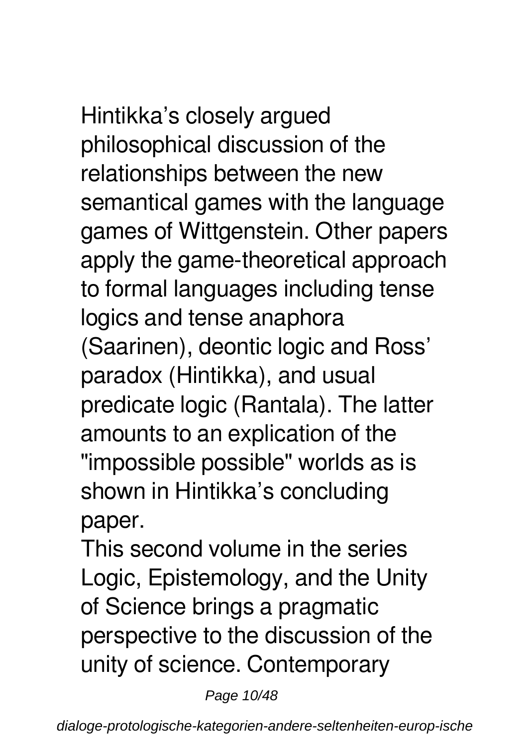Hintikka's closely argued philosophical discussion of the relationships between the new semantical games with the language games of Wittgenstein. Other papers apply the game-theoretical approach to formal languages including tense logics and tense anaphora (Saarinen), deontic logic and Ross' paradox (Hintikka), and usual predicate logic (Rantala). The latter amounts to an explication of the "impossible possible" worlds as is shown in Hintikka's concluding paper.

This second volume in the series Logic, Epistemology, and the Unity of Science brings a pragmatic perspective to the discussion of the unity of science. Contemporary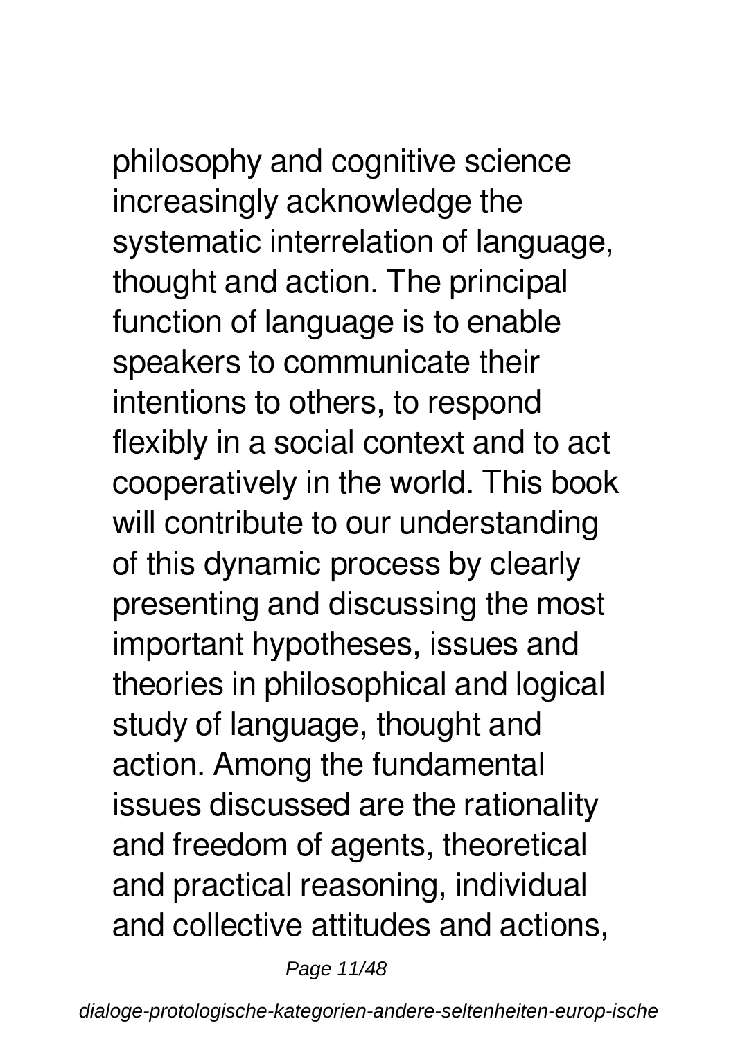philosophy and cognitive science increasingly acknowledge the systematic interrelation of language, thought and action. The principal function of language is to enable speakers to communicate their intentions to others, to respond flexibly in a social context and to act cooperatively in the world. This book will contribute to our understanding of this dynamic process by clearly presenting and discussing the most important hypotheses, issues and theories in philosophical and logical study of language, thought and action. Among the fundamental issues discussed are the rationality and freedom of agents, theoretical and practical reasoning, individual and collective attitudes and actions,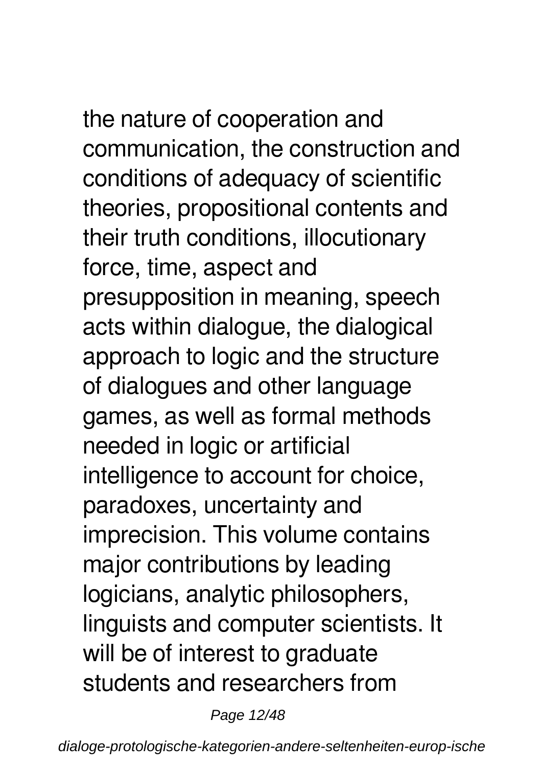the nature of cooperation and communication, the construction and conditions of adequacy of scientific theories, propositional contents and their truth conditions, illocutionary force, time, aspect and presupposition in meaning, speech acts within dialogue, the dialogical approach to logic and the structure of dialogues and other language games, as well as formal methods needed in logic or artificial intelligence to account for choice, paradoxes, uncertainty and imprecision. This volume contains major contributions by leading logicians, analytic philosophers, linguists and computer scientists. It will be of interest to graduate students and researchers from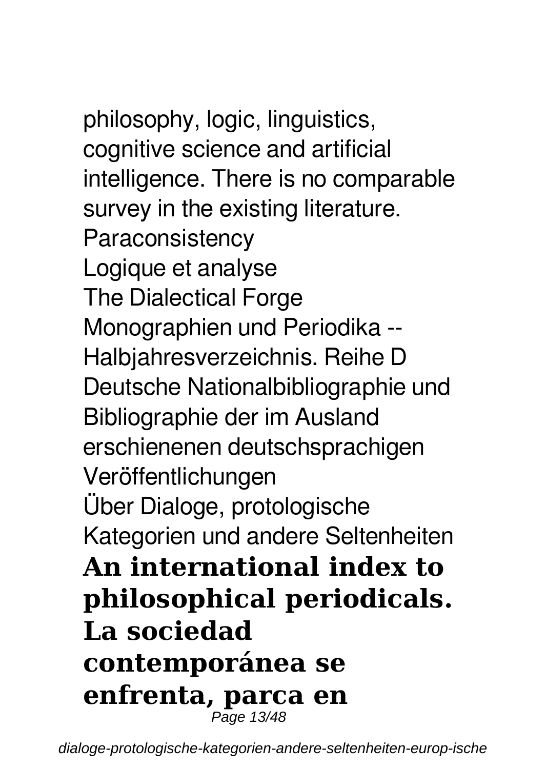philosophy, logic, linguistics, cognitive science and artificial intelligence. There is no comparable survey in the existing literature.
Paraconsistency
Logique et analyse
The Dialectical Forge
Monographien und Periodika -- Halbjahresverzeichnis. Reihe D
Deutsche Nationalbibliographie und Bibliographie der im Ausland erschienenen deutschsprachigen Veröffentlichungen
Über Dialoge, protologische Kategorien und andere Seltenheiten

**An international index to philosophical periodicals.**
**La sociedad contemporánea se enfrenta, parca en**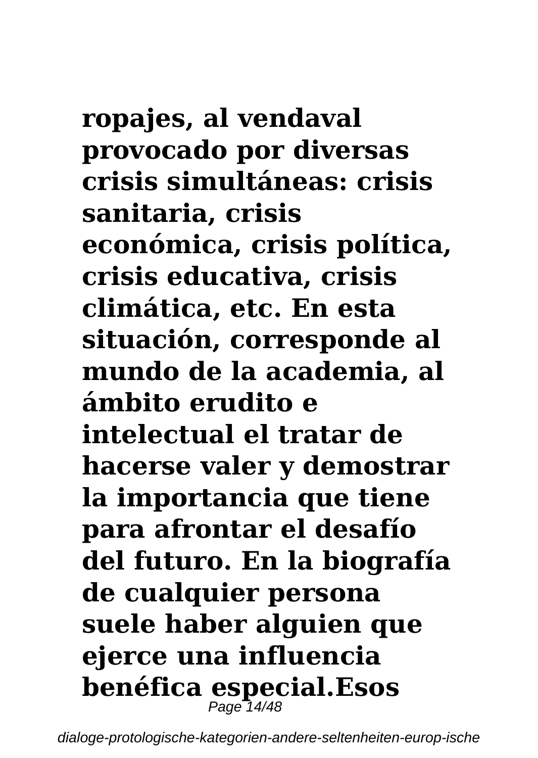**ropajes, al vendaval provocado por diversas crisis simultáneas: crisis sanitaria, crisis económica, crisis política, crisis educativa, crisis climática, etc. En esta situación, corresponde al mundo de la academia, al ámbito erudito e intelectual el tratar de hacerse valer y demostrar la importancia que tiene para afrontar el desafío del futuro. En la biografía de cualquier persona suele haber alguien que ejerce una influencia benéfica especial.Esos**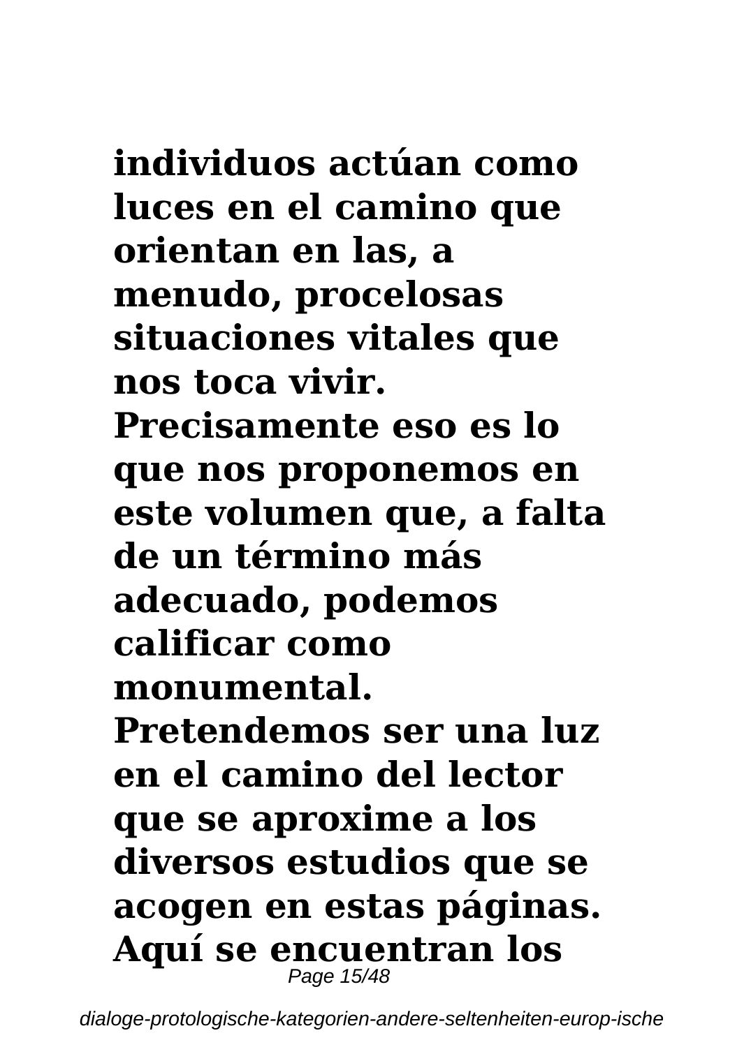**individuos actúan como luces en el camino que orientan en las, a menudo, procelosas situaciones vitales que nos toca vivir.**
**Precisamente eso es lo que nos proponemos en este volumen que, a falta de un término más adecuado, podemos calificar como monumental.**
**Pretendemos ser una luz en el camino del lector que se aproxime a los diversos estudios que se acogen en estas páginas.**
**Aquí se encuentran los**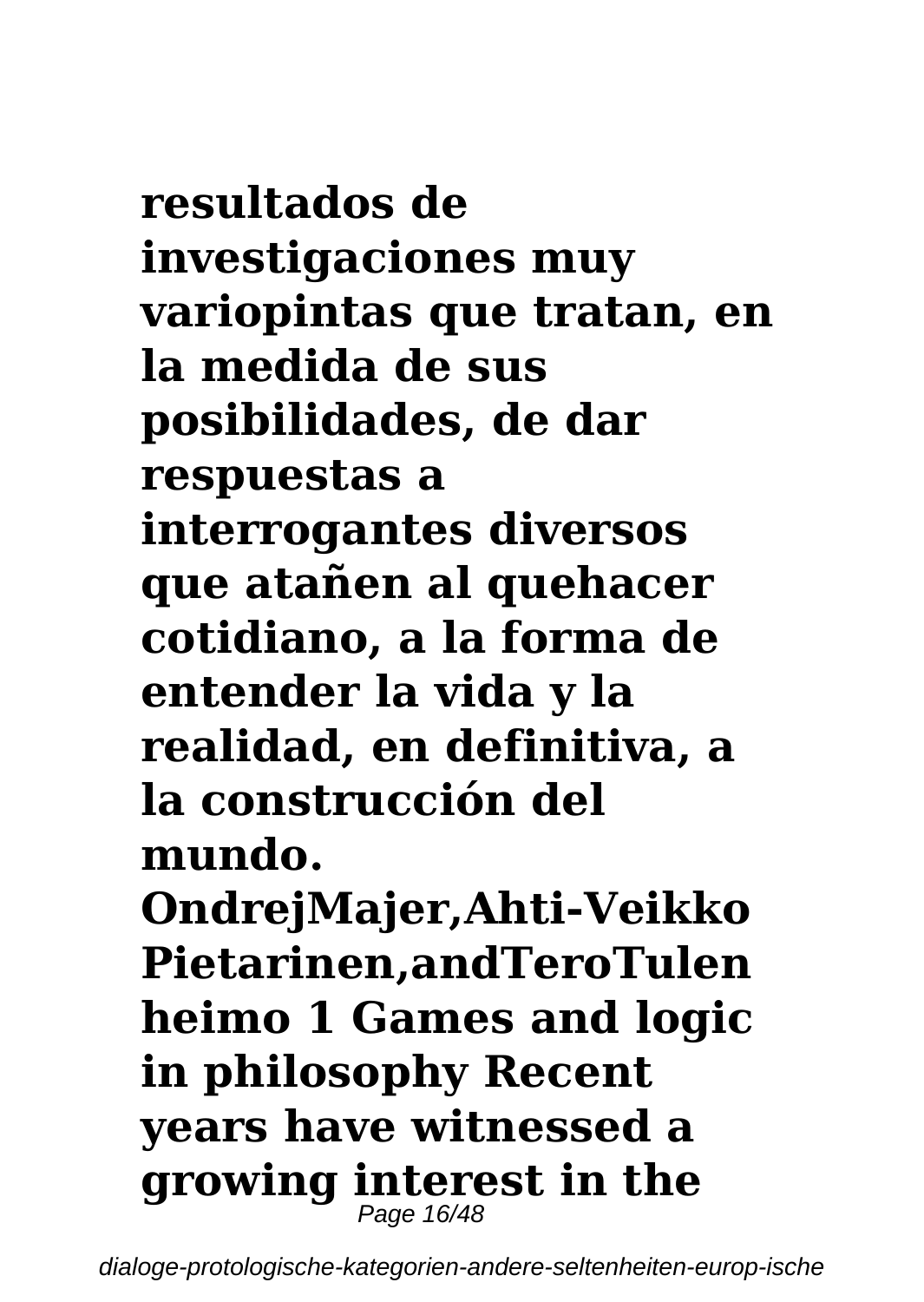**resultados de investigaciones muy variopintas que tratan, en la medida de sus posibilidades, de dar respuestas a interrogantes diversos que atañen al quehacer cotidiano, a la forma de entender la vida y la realidad, en definitiva, a la construcción del mundo.**

**OndrejMajer,Ahti-Veikko Pietarinen,andTeroTulenheimo 1 Games and logic in philosophy Recent years have witnessed a growing interest in the**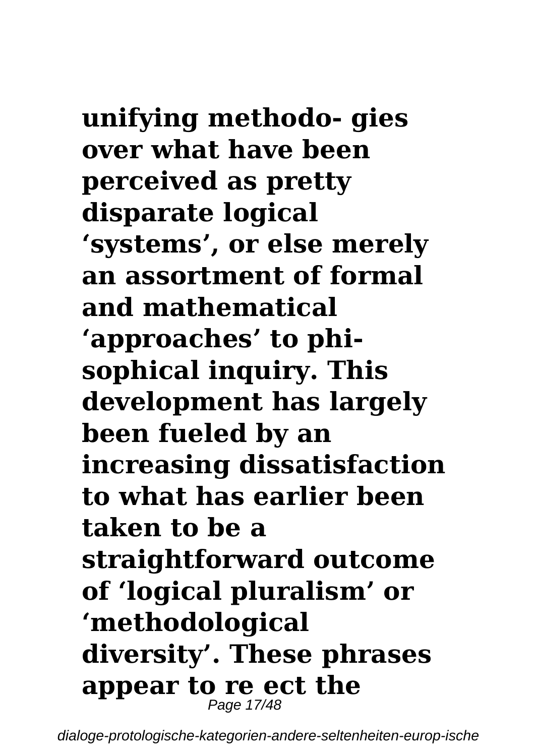**unifying methodo- gies over what have been perceived as pretty disparate logical 'systems', or else merely an assortment of formal and mathematical 'approaches' to phi- sophical inquiry. This development has largely been fueled by an increasing dissatisfaction to what has earlier been taken to be a straightforward outcome of 'logical pluralism' or 'methodological diversity'. These phrases appear to re ect the**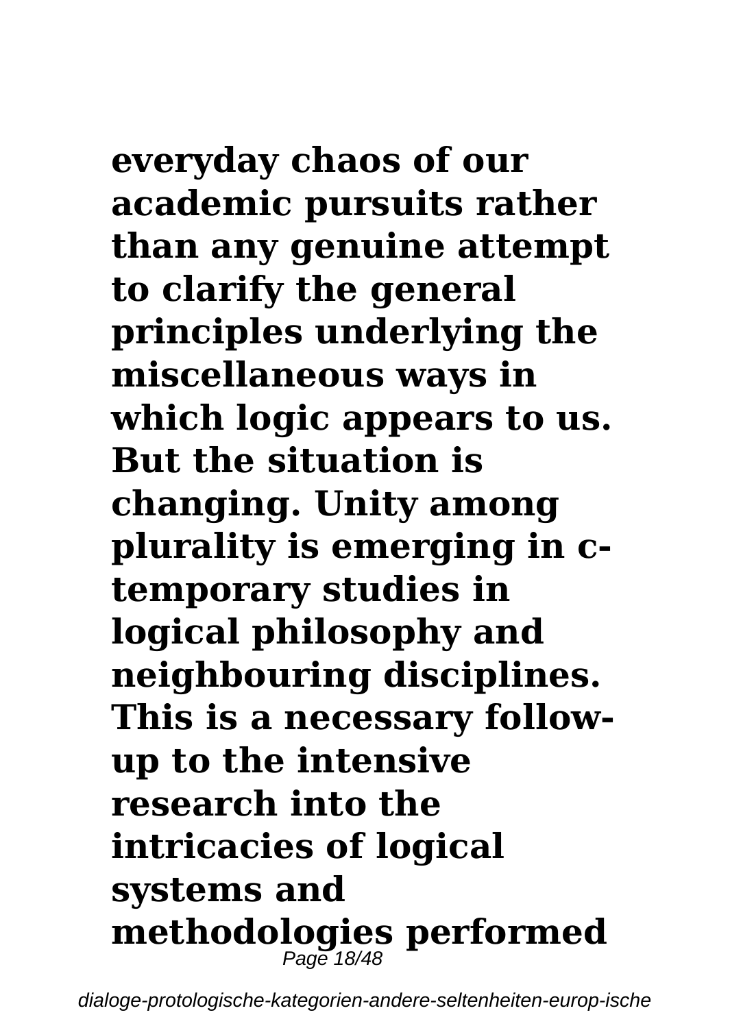**everyday chaos of our academic pursuits rather than any genuine attempt to clarify the general principles underlying the miscellaneous ways in which logic appears to us. But the situation is changing. Unity among plurality is emerging in c-temporary studies in logical philosophy and neighbouring disciplines. This is a necessary follow-up to the intensive research into the intricacies of logical systems and methodologies performed**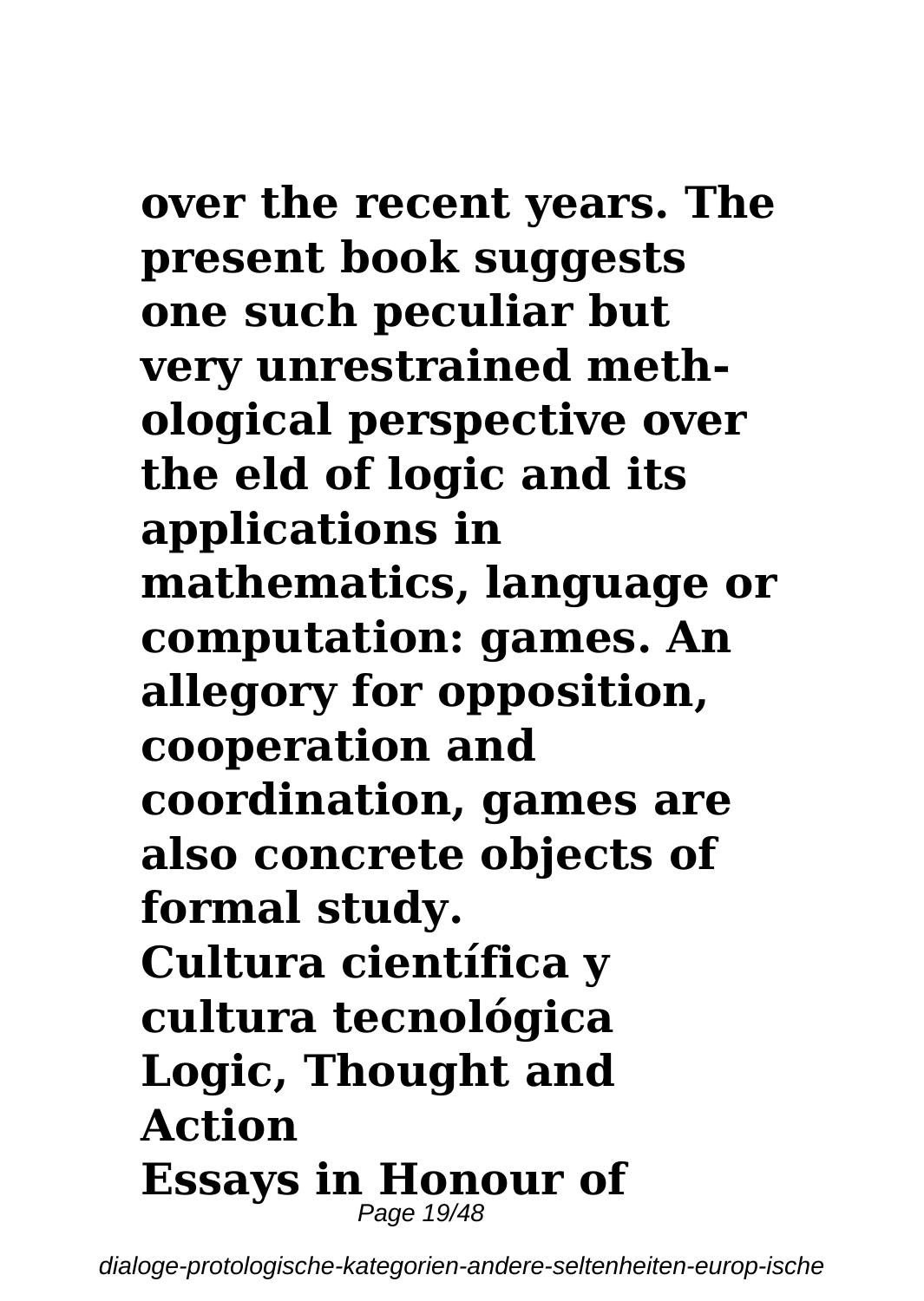**over the recent years. The present book suggests one such peculiar but very unrestrained meth-ological perspective over the eld of logic and its applications in mathematics, language or computation: games. An allegory for opposition, cooperation and coordination, games are also concrete objects of formal study.**

**Cultura científica y cultura tecnológica**

**Logic, Thought and Action**

**Essays in Honour of**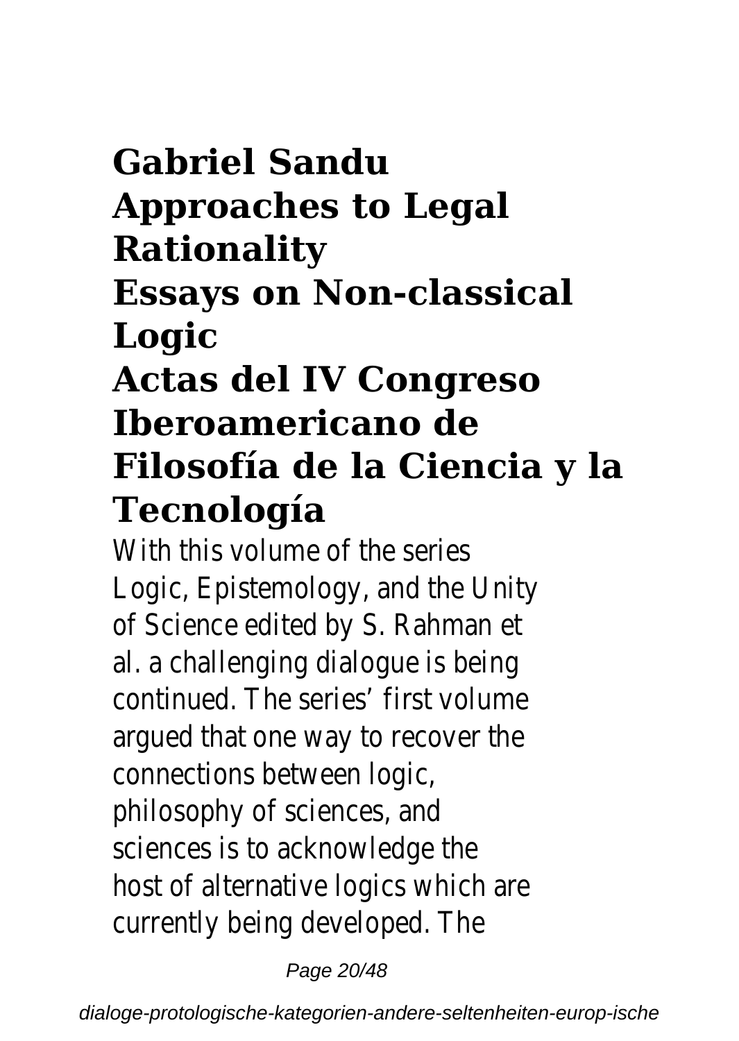# Gabriel Sandu
# Approaches to Legal Rationality
# Essays on Non-classical Logic
# Actas del IV Congreso Iberoamericano de Filosofía de la Ciencia y la Tecnología

With this volume of the series Logic, Epistemology, and the Unity of Science edited by S. Rahman et al. a challenging dialogue is being continued. The series' first volume argued that one way to recover the connections between logic, philosophy of sciences, and sciences is to acknowledge the host of alternative logics which are currently being developed. The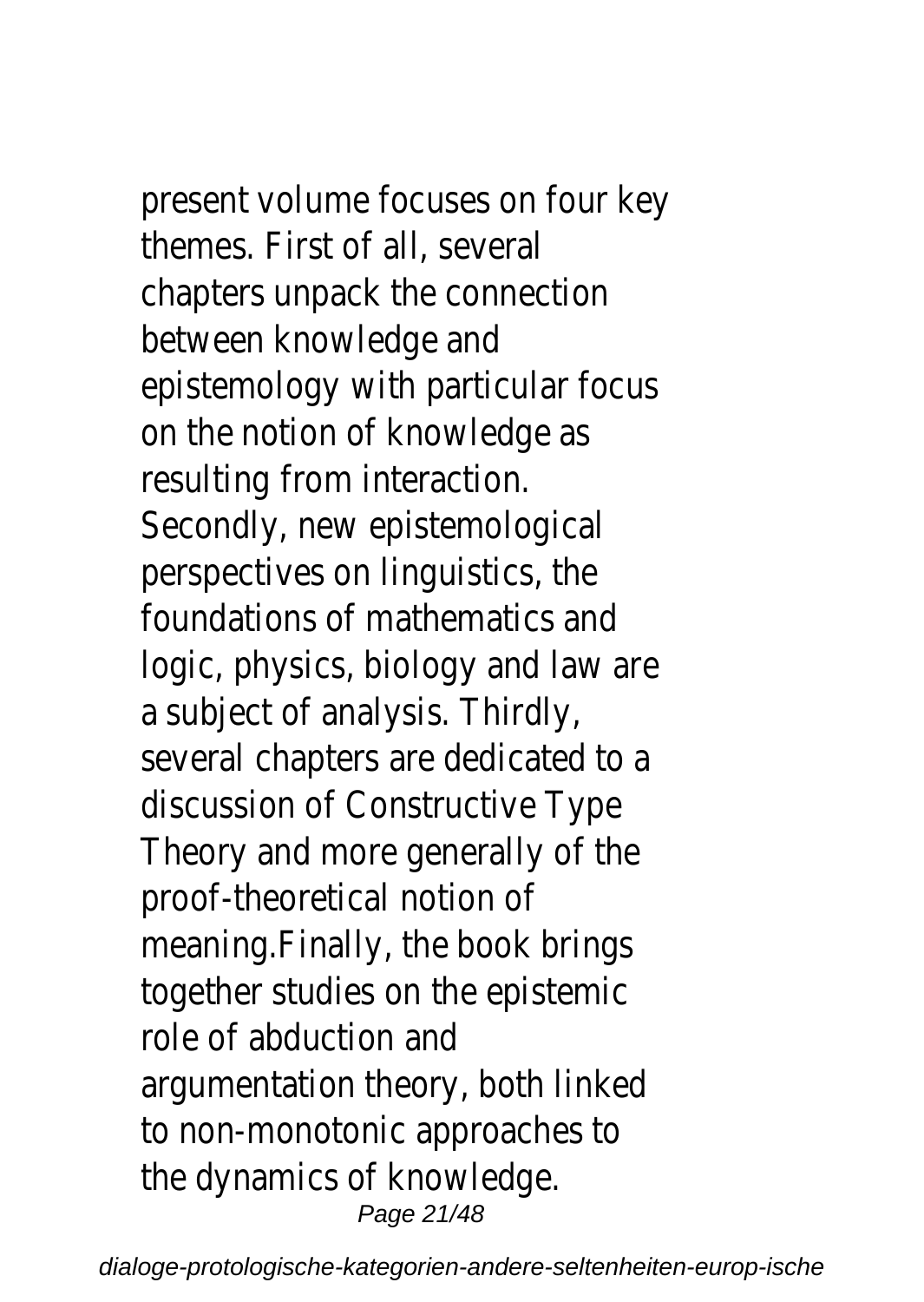present volume focuses on four key themes. First of all, several chapters unpack the connection between knowledge and epistemology with particular focus on the notion of knowledge as resulting from interaction. Secondly, new epistemological perspectives on linguistics, the foundations of mathematics and logic, physics, biology and law are a subject of analysis. Thirdly, several chapters are dedicated to a discussion of Constructive Type Theory and more generally of the proof-theoretical notion of meaning.Finally, the book brings together studies on the epistemic role of abduction and argumentation theory, both linked to non-monotonic approaches to the dynamics of knowledge.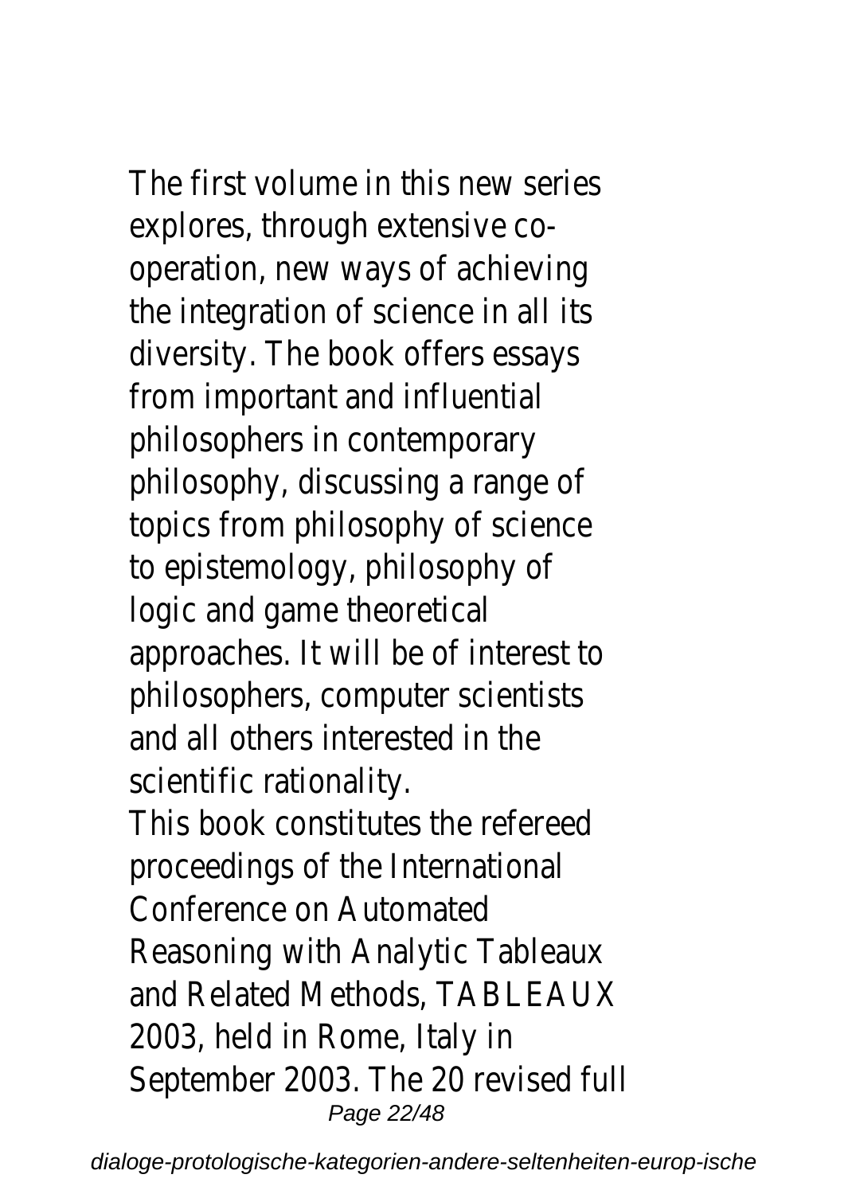The first volume in this new series explores, through extensive co-operation, new ways of achieving the integration of science in all its diversity. The book offers essays from important and influential philosophers in contemporary philosophy, discussing a range of topics from philosophy of science to epistemology, philosophy of logic and game theoretical approaches. It will be of interest to philosophers, computer scientists and all others interested in the scientific rationality.

This book constitutes the refereed proceedings of the International Conference on Automated Reasoning with Analytic Tableaux and Related Methods, TABLEAUX 2003, held in Rome, Italy in September 2003. The 20 revised full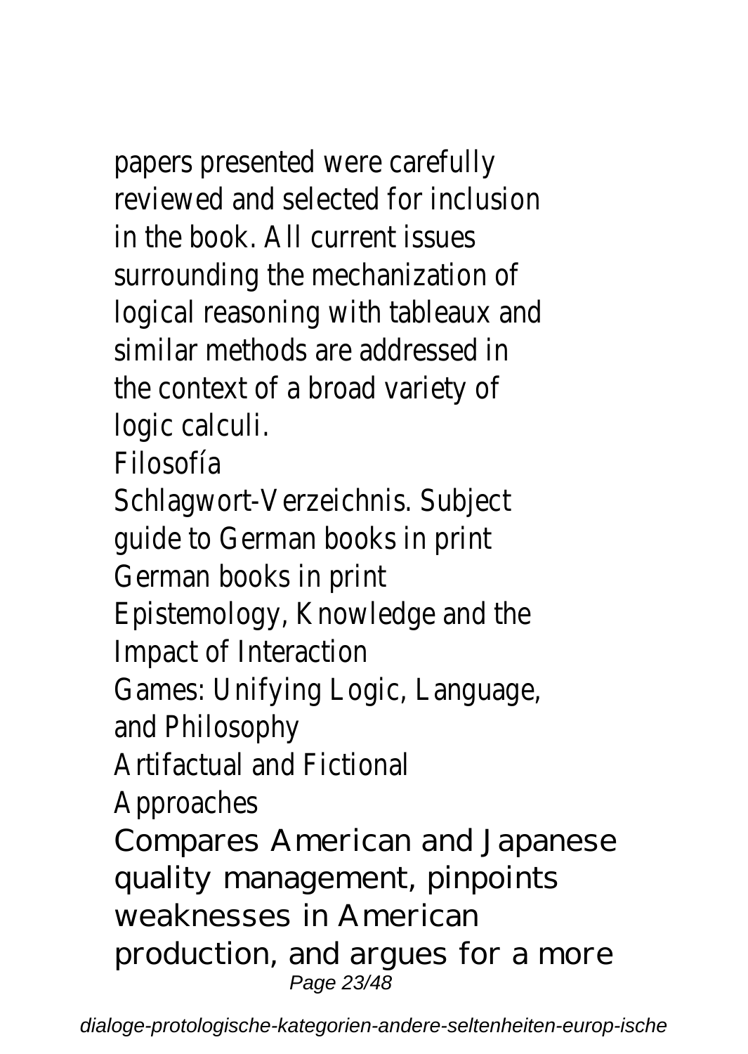papers presented were carefully reviewed and selected for inclusion in the book. All current issues surrounding the mechanization of logical reasoning with tableaux and similar methods are addressed in the context of a broad variety of logic calculi.

Filosofía

Schlagwort-Verzeichnis. Subject guide to German books in print

German books in print

Epistemology, Knowledge and the Impact of Interaction

Games: Unifying Logic, Language, and Philosophy

Artifactual and Fictional Approaches

Compares American and Japanese quality management, pinpoints weaknesses in American production, and argues for a more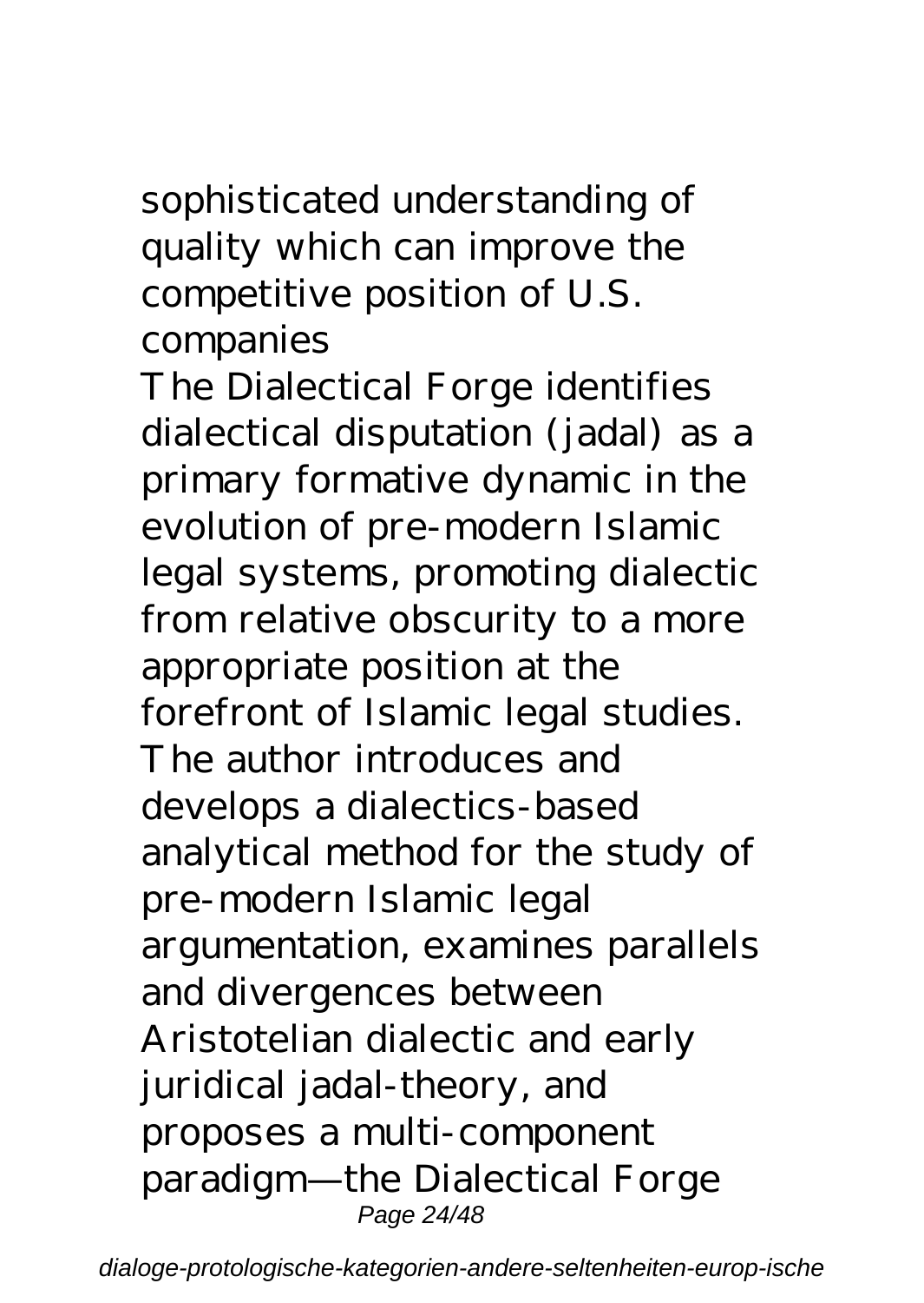sophisticated understanding of quality which can improve the competitive position of U.S. companies

The Dialectical Forge identifies dialectical disputation (jadal) as a primary formative dynamic in the evolution of pre-modern Islamic legal systems, promoting dialectic from relative obscurity to a more appropriate position at the forefront of Islamic legal studies. The author introduces and develops a dialectics-based analytical method for the study of pre-modern Islamic legal argumentation, examines parallels and divergences between Aristotelian dialectic and early juridical jadal-theory, and proposes a multi-component paradigm—the Dialectical Forge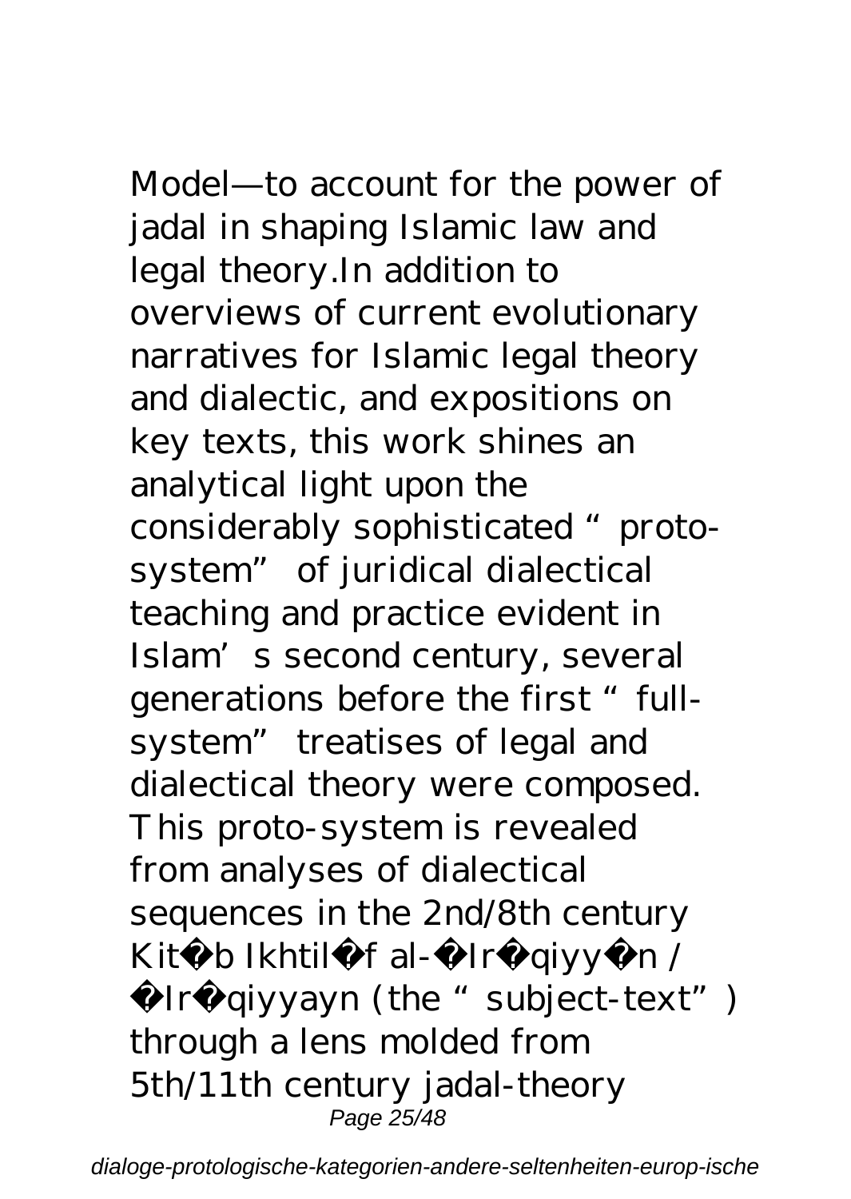Model—to account for the power of jadal in shaping Islamic law and legal theory.In addition to overviews of current evolutionary narratives for Islamic legal theory and dialectic, and expositions on key texts, this work shines an analytical light upon the considerably sophisticated "proto-system" of juridical dialectical teaching and practice evident in Islam's second century, several generations before the first "full-system" treatises of legal and dialectical theory were composed. This proto-system is revealed from analyses of dialectical sequences in the 2nd/8th century Kit b Ikhtil f al- Ir qiyy n / Ir qiyyayn (the "subject-text") through a lens molded from 5th/11th century jadal-theory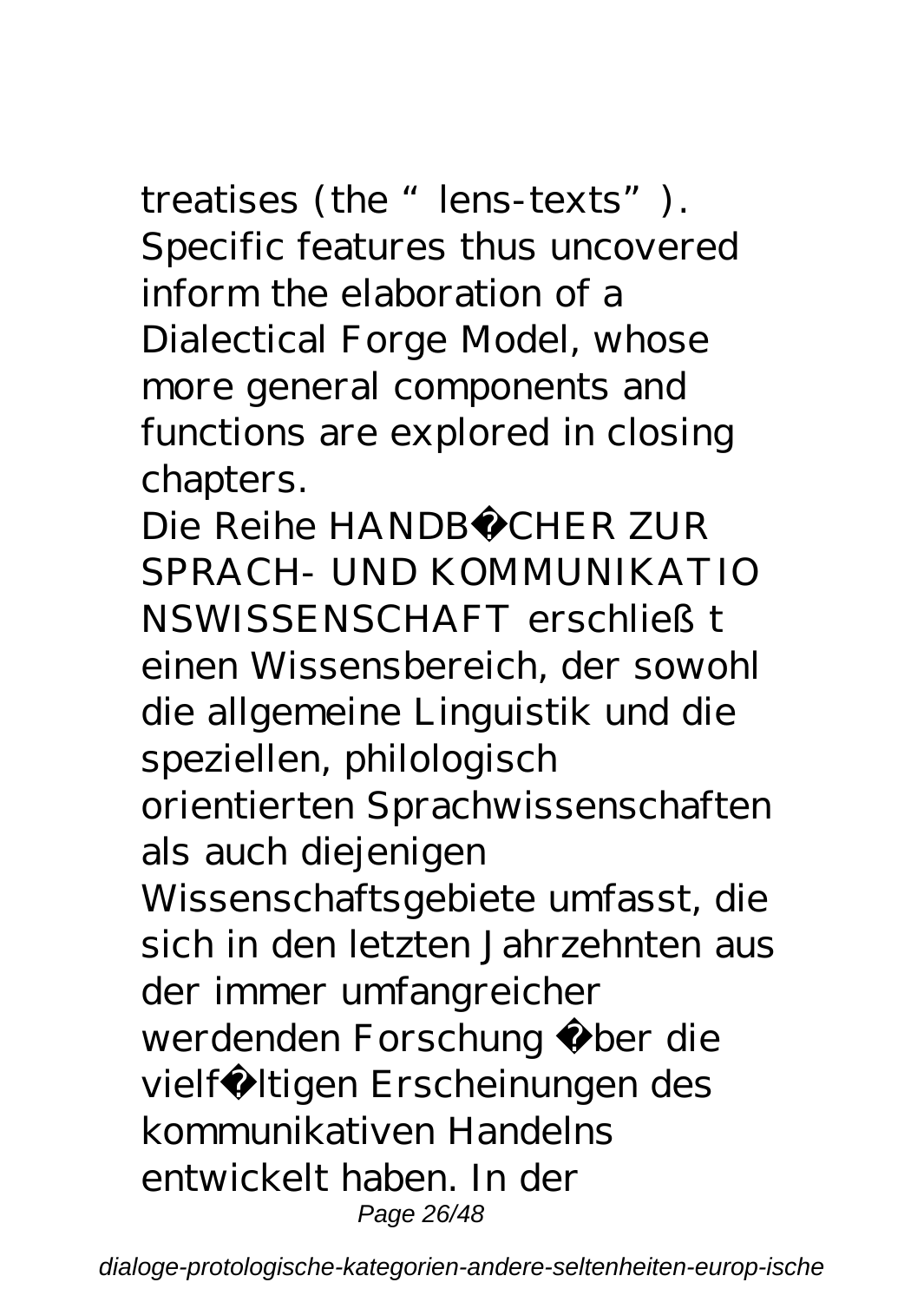treatises (the "lens-texts"). Specific features thus uncovered inform the elaboration of a Dialectical Forge Model, whose more general components and functions are explored in closing chapters.

Die Reihe HANDB�CHER ZUR SPRACH- UND KOMMUNIKATIONSWISSENSCHAFT erschließt einen Wissensbereich, der sowohl die allgemeine Linguistik und die speziellen, philologisch orientierten Sprachwissenschaften als auch diejenigen Wissenschaftsgebiete umfasst, die sich in den letzten Jahrzehnten aus der immer umfangreicher werdenden Forschung �ber die vielf�ltigen Erscheinungen des kommunikativen Handelns entwickelt haben. In der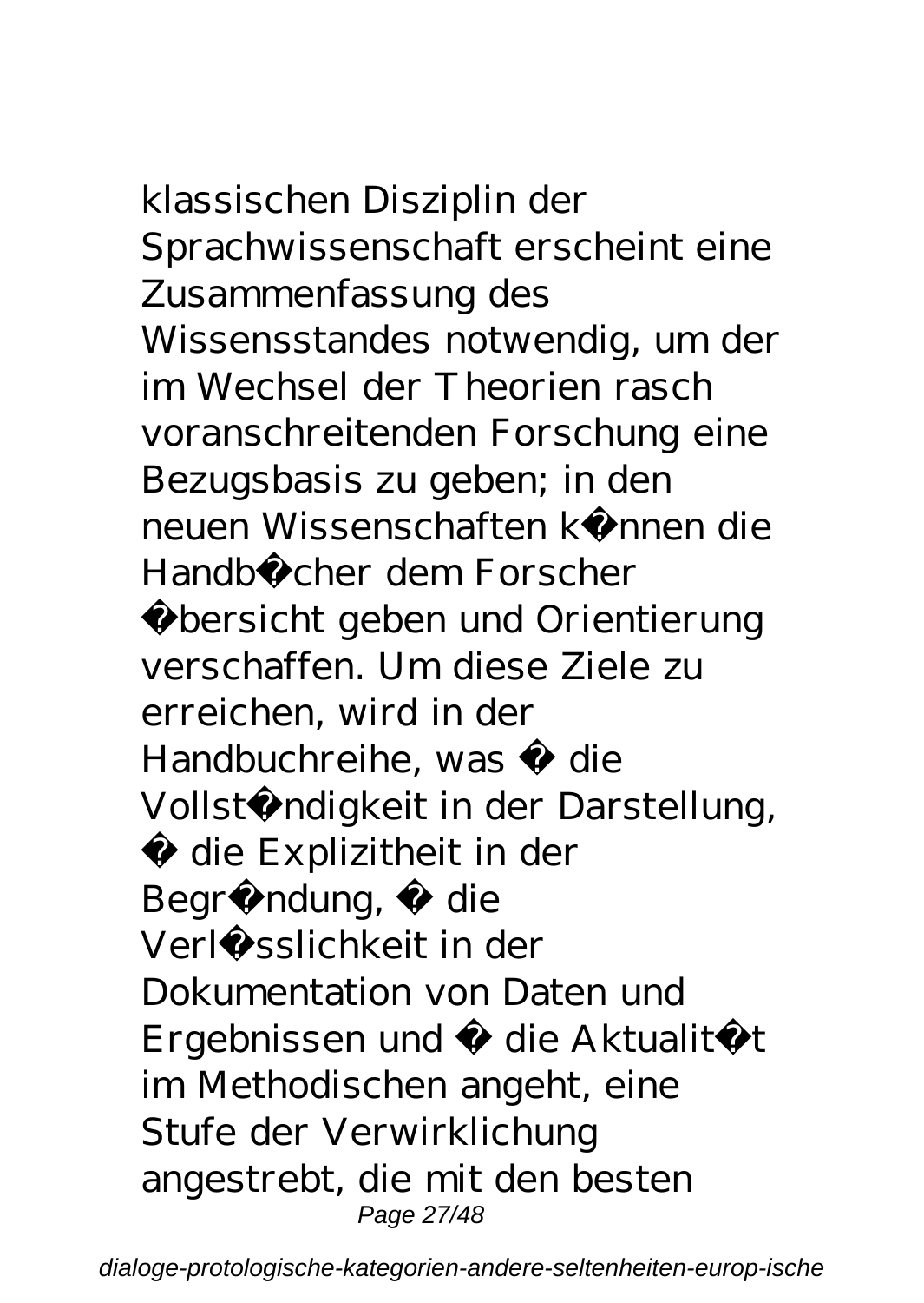klassischen Disziplin der Sprachwissenschaft erscheint eine Zusammenfassung des Wissensstandes notwendig, um der im Wechsel der Theorien rasch voranschreitenden Forschung eine Bezugsbasis zu geben; in den neuen Wissenschaften k�nnen die Handb�cher dem Forscher �bersicht geben und Orientierung verschaffen. Um diese Ziele zu erreichen, wird in der Handbuchreihe, was � die Vollst�ndigkeit in der Darstellung, � die Explizitheit in der Begr�ndung, � die Verl�sslichkeit in der Dokumentation von Daten und Ergebnissen und � die Aktualit�t im Methodischen angeht, eine Stufe der Verwirklichung angestrebt, die mit den besten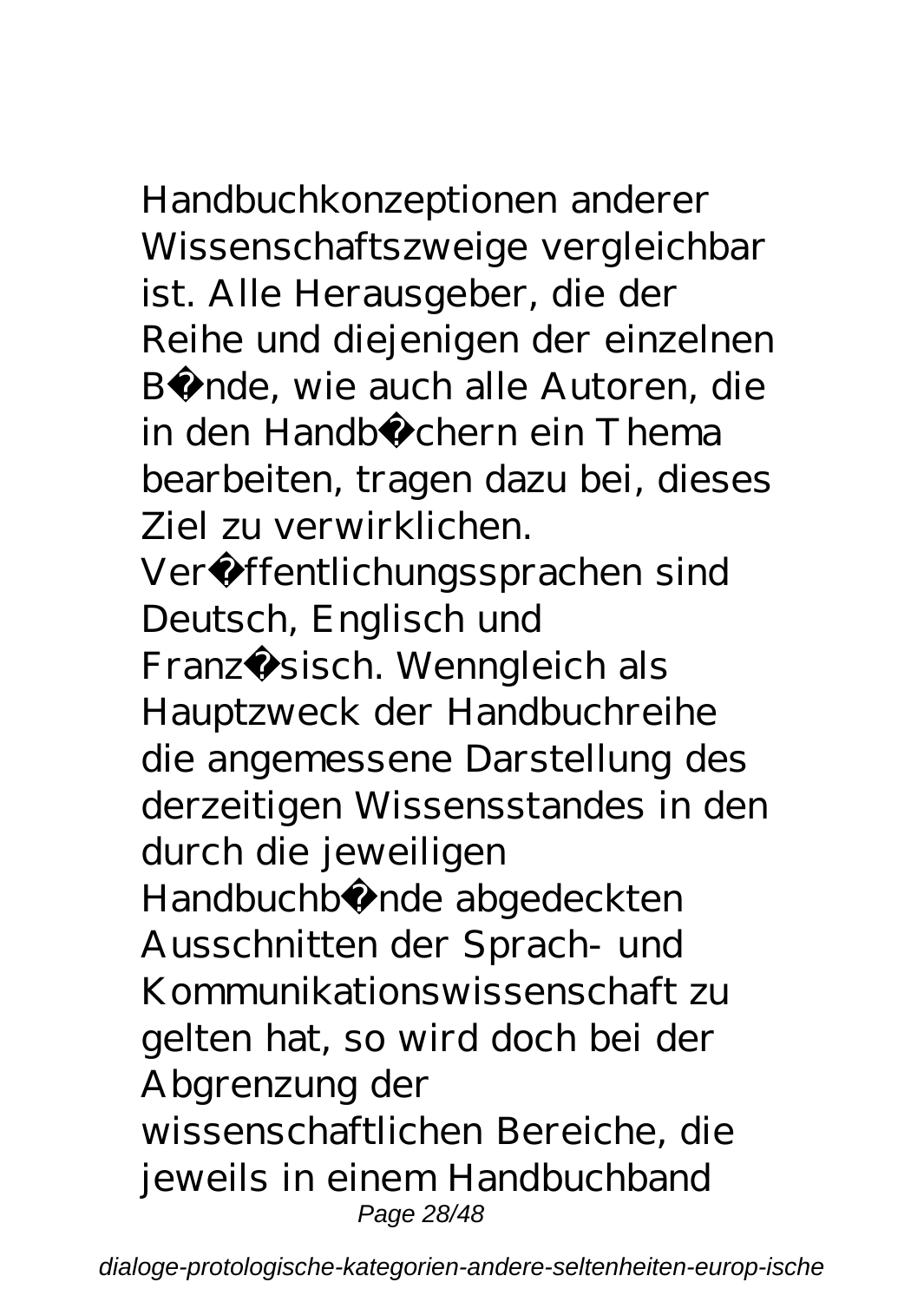Handbuchkonzeptionen anderer Wissenschaftszweige vergleichbar ist. Alle Herausgeber, die der Reihe und diejenigen der einzelnen B�nde, wie auch alle Autoren, die in den Handb�chern ein Thema bearbeiten, tragen dazu bei, dieses Ziel zu verwirklichen. Ver�ffentlichungssprachen sind Deutsch, Englisch und Franz�sisch. Wenngleich als Hauptzweck der Handbuchreihe die angemessene Darstellung des derzeitigen Wissensstandes in den durch die jeweiligen Handbuchb�nde abgedeckten Ausschnitten der Sprach- und Kommunikationswissenschaft zu gelten hat, so wird doch bei der Abgrenzung der wissenschaftlichen Bereiche, die jeweils in einem Handbuchband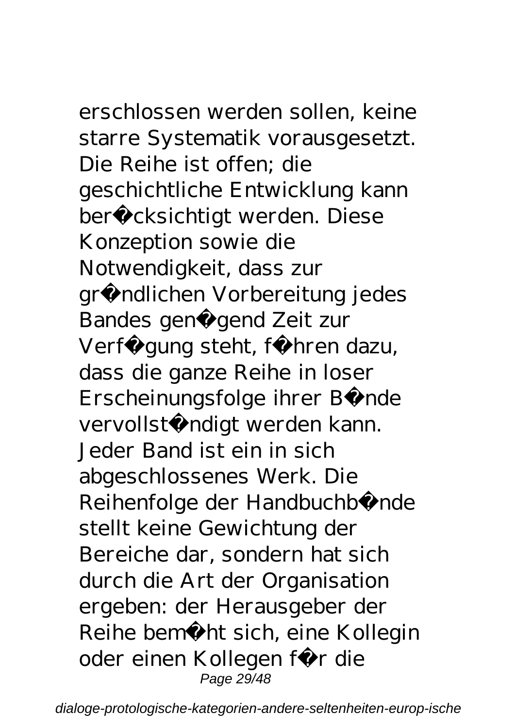erschlossen werden sollen, keine starre Systematik vorausgesetzt. Die Reihe ist offen; die geschichtliche Entwicklung kann berücksichtigt werden. Diese Konzeption sowie die Notwendigkeit, dass zur gründlichen Vorbereitung jedes Bandes genügend Zeit zur Verfügung steht, führen dazu, dass die ganze Reihe in loser Erscheinungsfolge ihrer Bände vervollständigt werden kann. Jeder Band ist ein in sich abgeschlossenes Werk. Die Reihenfolge der Handbuchbände stellt keine Gewichtung der Bereiche dar, sondern hat sich durch die Art der Organisation ergeben: der Herausgeber der Reihe bemüht sich, eine Kollegin oder einen Kollegen für die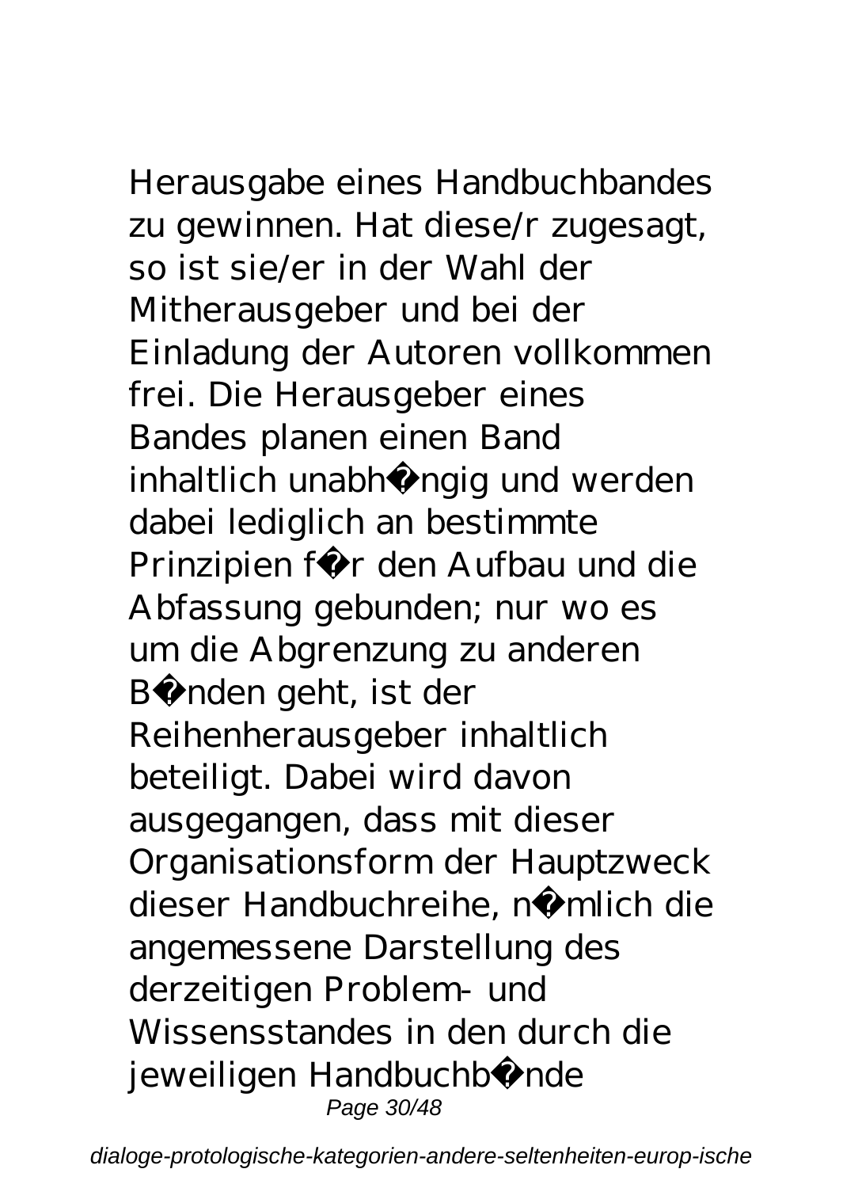Herausgabe eines Handbuchbandes zu gewinnen. Hat diese/r zugesagt, so ist sie/er in der Wahl der Mitherausgeber und bei der Einladung der Autoren vollkommen frei. Die Herausgeber eines Bandes planen einen Band inhaltlich unabh�ngig und werden dabei lediglich an bestimmte Prinzipien f�r den Aufbau und die Abfassung gebunden; nur wo es um die Abgrenzung zu anderen B�nden geht, ist der Reihenherausgeber inhaltlich beteiligt. Dabei wird davon ausgegangen, dass mit dieser Organisationsform der Hauptzweck dieser Handbuchreihe, n�mlich die angemessene Darstellung des derzeitigen Problem- und Wissensstandes in den durch die jeweiligen Handbuchb�nde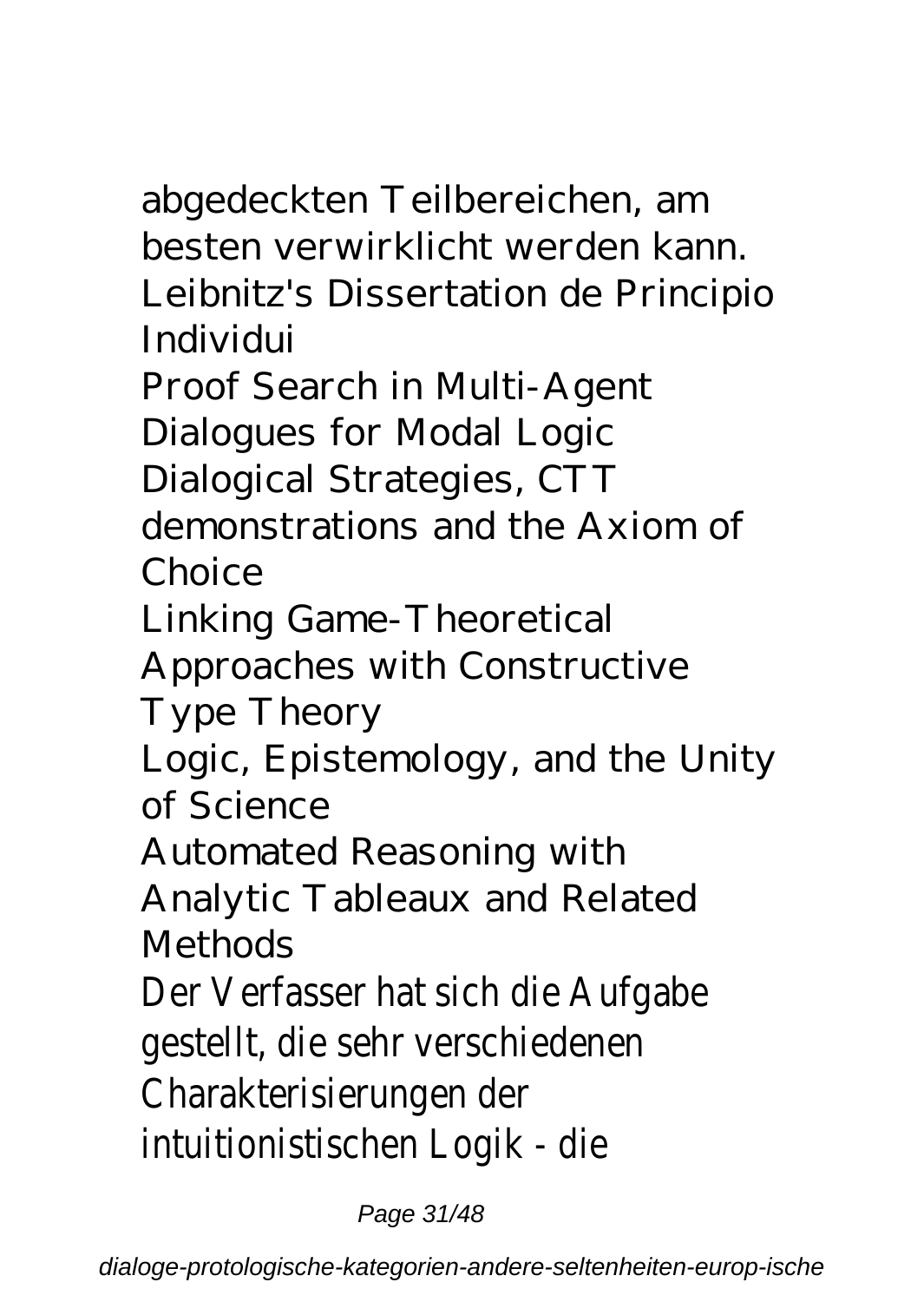abgedeckten Teilbereichen, am besten verwirklicht werden kann.

Leibnitz's Dissertation de Principio Individui

Proof Search in Multi-Agent Dialogues for Modal Logic

Dialogical Strategies, CTT demonstrations and the Axiom of Choice

Linking Game-Theoretical Approaches with Constructive Type Theory

Logic, Epistemology, and the Unity of Science

Automated Reasoning with Analytic Tableaux and Related Methods

Der Verfasser hat sich die Aufgabe gestellt, die sehr verschiedenen Charakterisierungen der intuitionistischen Logik - die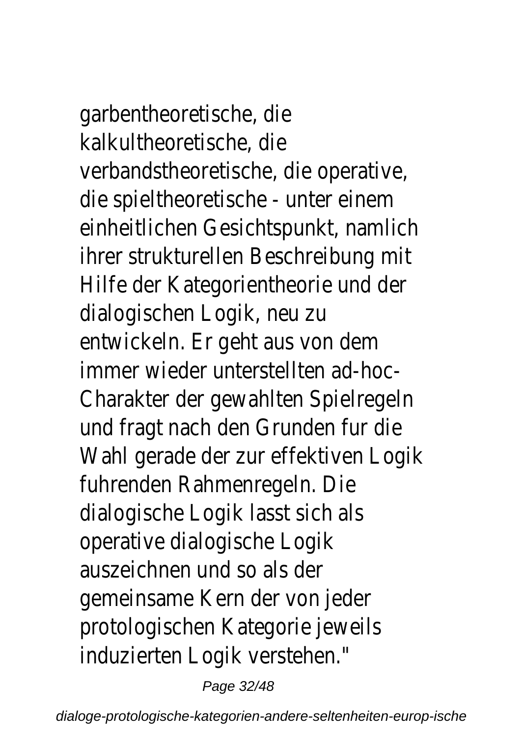garbentheoretische, die kalkultheoretische, die verbandstheoretische, die operative, die spieltheoretische - unter einem einheitlichen Gesichtspunkt, namlich ihrer strukturellen Beschreibung mit Hilfe der Kategorientheorie und der dialogischen Logik, neu zu entwickeln. Er geht aus von dem immer wieder unterstellten ad-hoc-Charakter der gewahlten Spielregeln und fragt nach den Grunden fur die Wahl gerade der zur effektiven Logik fuhrenden Rahmenregeln. Die dialogische Logik lasst sich als operative dialogische Logik auszeichnen und so als der gemeinsame Kern der von jeder protologischen Kategorie jeweils induzierten Logik verstehen."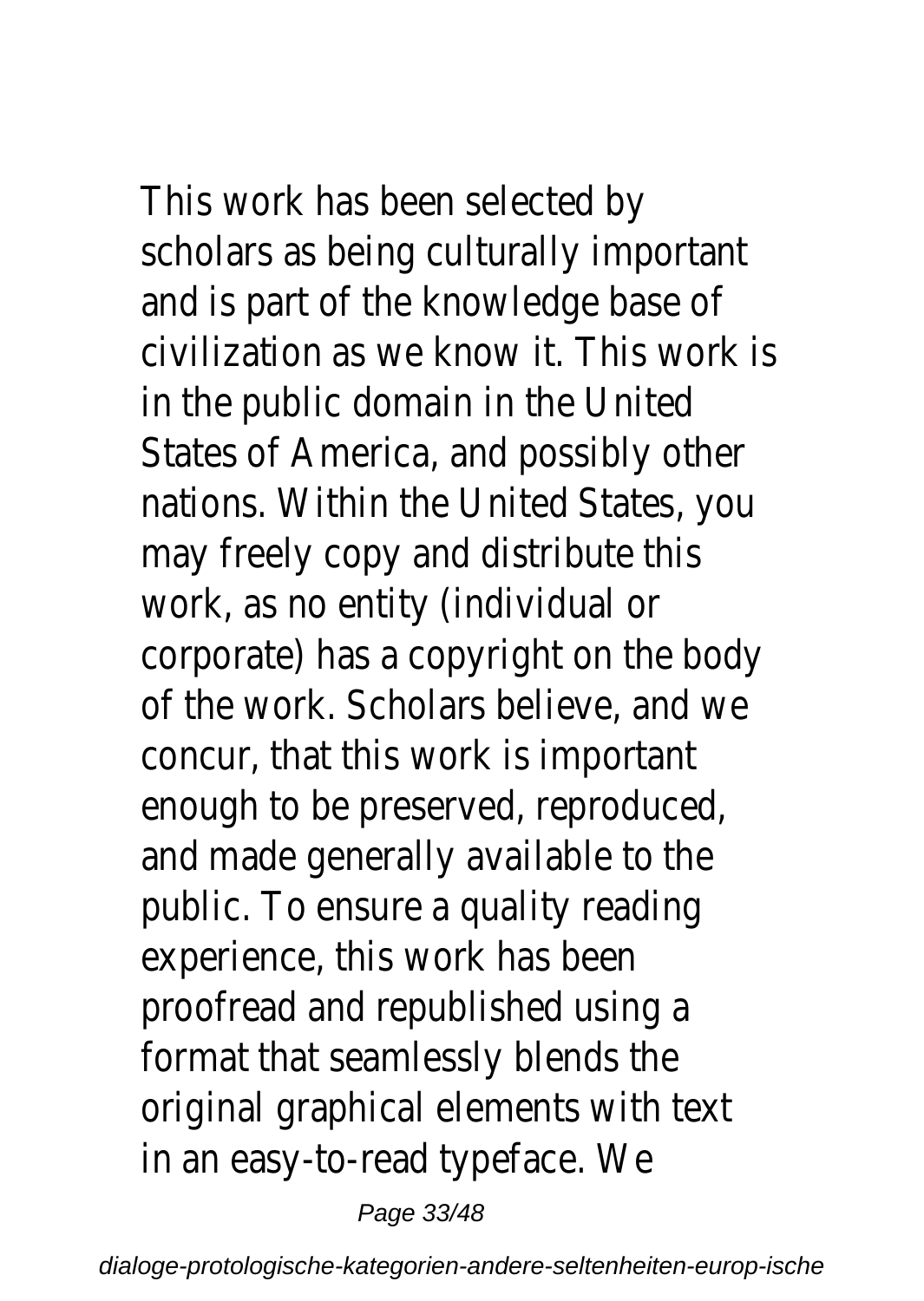This work has been selected by scholars as being culturally important and is part of the knowledge base of civilization as we know it. This work is in the public domain in the United States of America, and possibly other nations. Within the United States, you may freely copy and distribute this work, as no entity (individual or corporate) has a copyright on the body of the work. Scholars believe, and we concur, that this work is important enough to be preserved, reproduced, and made generally available to the public. To ensure a quality reading experience, this work has been proofread and republished using a format that seamlessly blends the original graphical elements with text in an easy-to-read typeface. We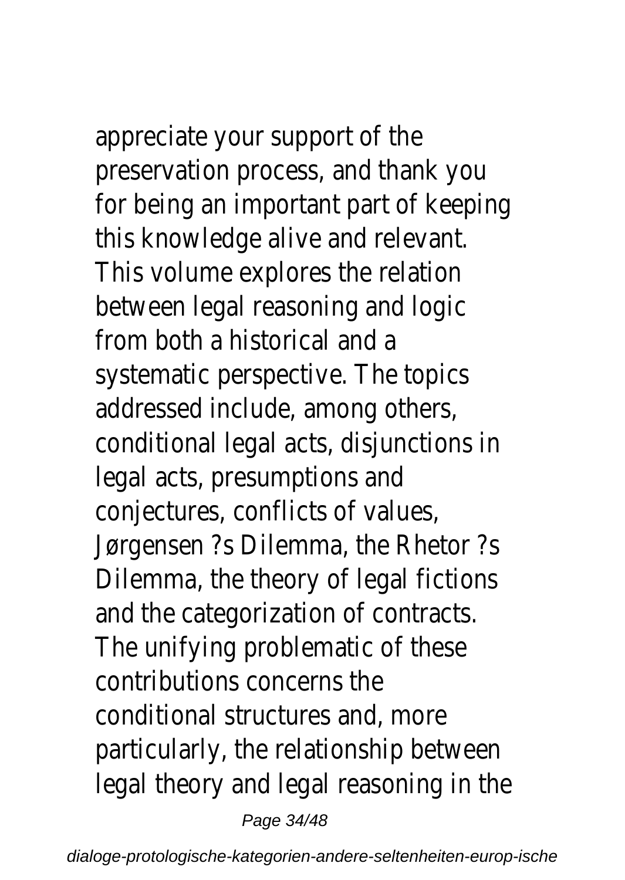appreciate your support of the preservation process, and thank you for being an important part of keeping this knowledge alive and relevant. This volume explores the relation between legal reasoning and logic from both a historical and a systematic perspective. The topics addressed include, among others, conditional legal acts, disjunctions in legal acts, presumptions and conjectures, conflicts of values, Jørgensen ?s Dilemma, the Rhetor ?s Dilemma, the theory of legal fictions and the categorization of contracts. The unifying problematic of these contributions concerns the conditional structures and, more particularly, the relationship between legal theory and legal reasoning in the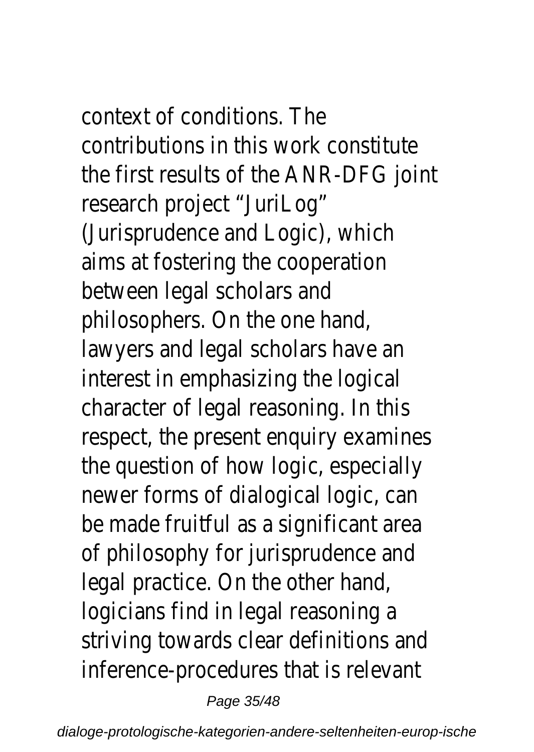context of conditions. The contributions in this work constitute the first results of the ANR-DFG joint research project “JuriLog” (Jurisprudence and Logic), which aims at fostering the cooperation between legal scholars and philosophers. On the one hand, lawyers and legal scholars have an interest in emphasizing the logical character of legal reasoning. In this respect, the present enquiry examines the question of how logic, especially newer forms of dialogical logic, can be made fruitful as a significant area of philosophy for jurisprudence and legal practice. On the other hand, logicians find in legal reasoning a striving towards clear definitions and inference-procedures that is relevant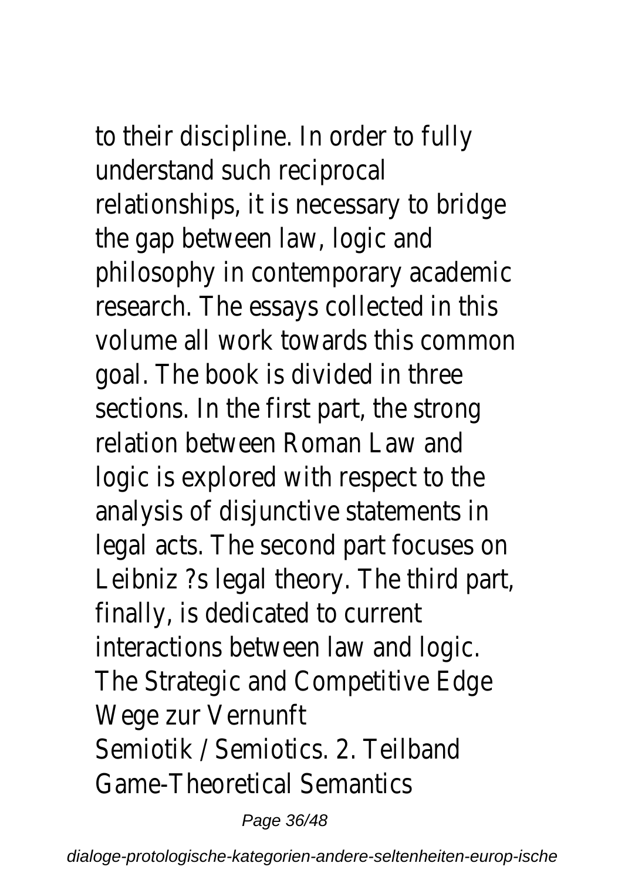to their discipline. In order to fully understand such reciprocal relationships, it is necessary to bridge the gap between law, logic and philosophy in contemporary academic research. The essays collected in this volume all work towards this common goal. The book is divided in three sections. In the first part, the strong relation between Roman Law and logic is explored with respect to the analysis of disjunctive statements in legal acts. The second part focuses on Leibniz ?s legal theory. The third part, finally, is dedicated to current interactions between law and logic.

The Strategic and Competitive Edge

Wege zur Vernunft

Semiotik / Semiotics. 2. Teilband

Game-Theoretical Semantics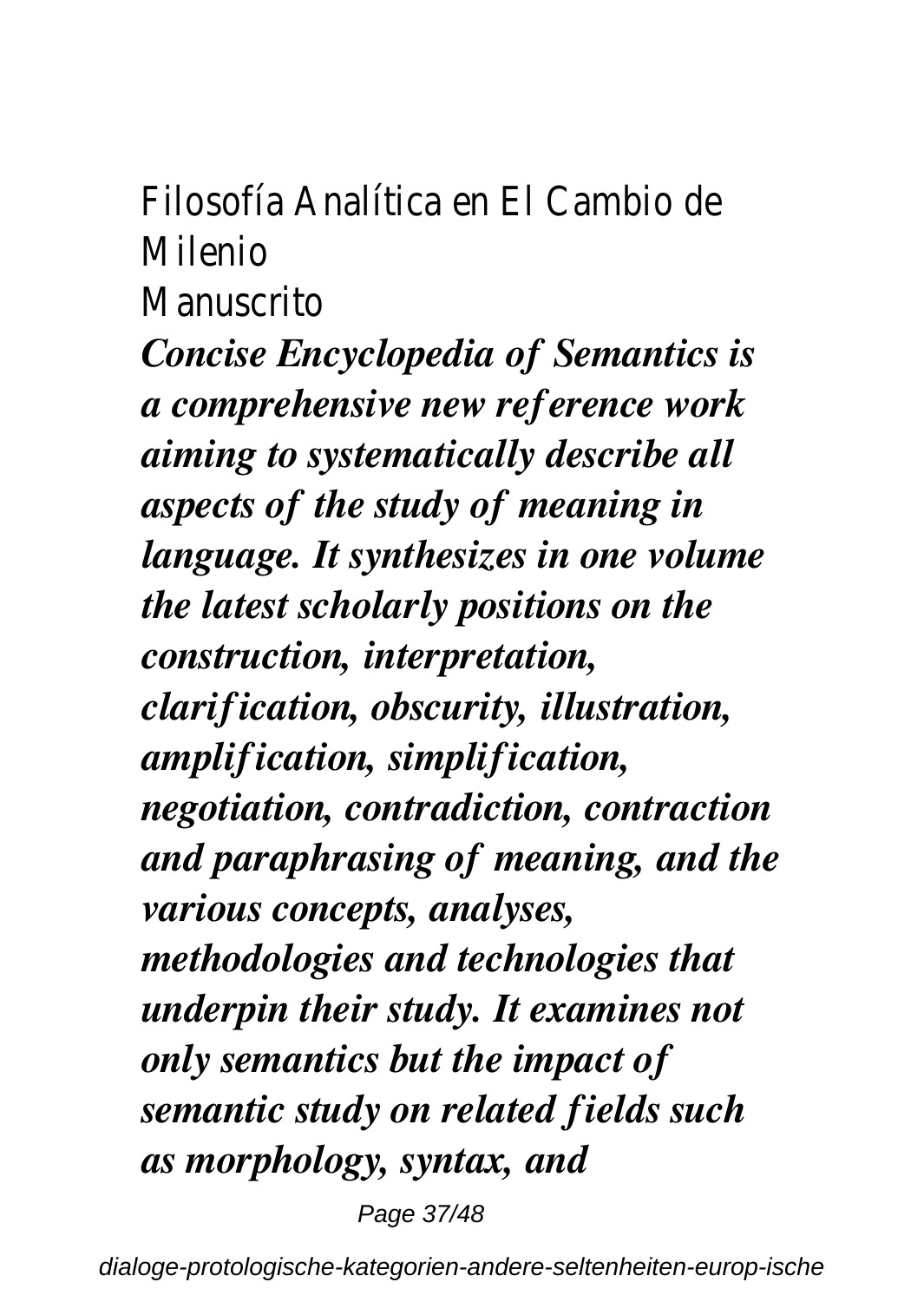Filosofía Analítica en El Cambio de Milenio

Manuscrito

***Concise Encyclopedia of Semantics is a comprehensive new reference work aiming to systematically describe all aspects of the study of meaning in language. It synthesizes in one volume the latest scholarly positions on the construction, interpretation, clarification, obscurity, illustration, amplification, simplification, negotiation, contradiction, contraction and paraphrasing of meaning, and the various concepts, analyses, methodologies and technologies that underpin their study. It examines not only semantics but the impact of semantic study on related fields such as morphology, syntax, and***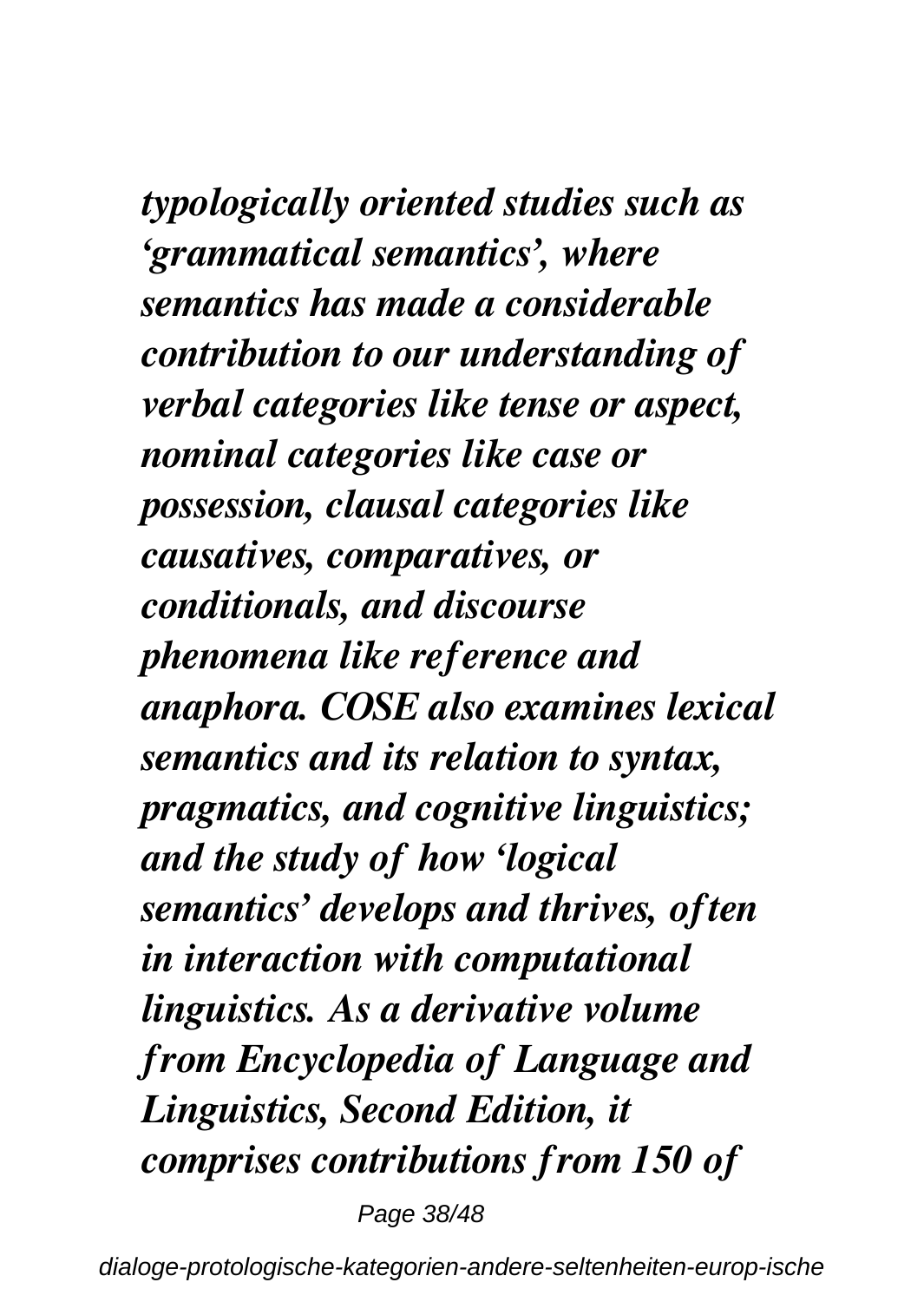***typologically oriented studies such as 'grammatical semantics', where semantics has made a considerable contribution to our understanding of verbal categories like tense or aspect, nominal categories like case or possession, clausal categories like causatives, comparatives, or conditionals, and discourse phenomena like reference and anaphora. COSE also examines lexical semantics and its relation to syntax, pragmatics, and cognitive linguistics; and the study of how 'logical semantics' develops and thrives, often in interaction with computational linguistics. As a derivative volume from Encyclopedia of Language and Linguistics, Second Edition, it comprises contributions from 150 of***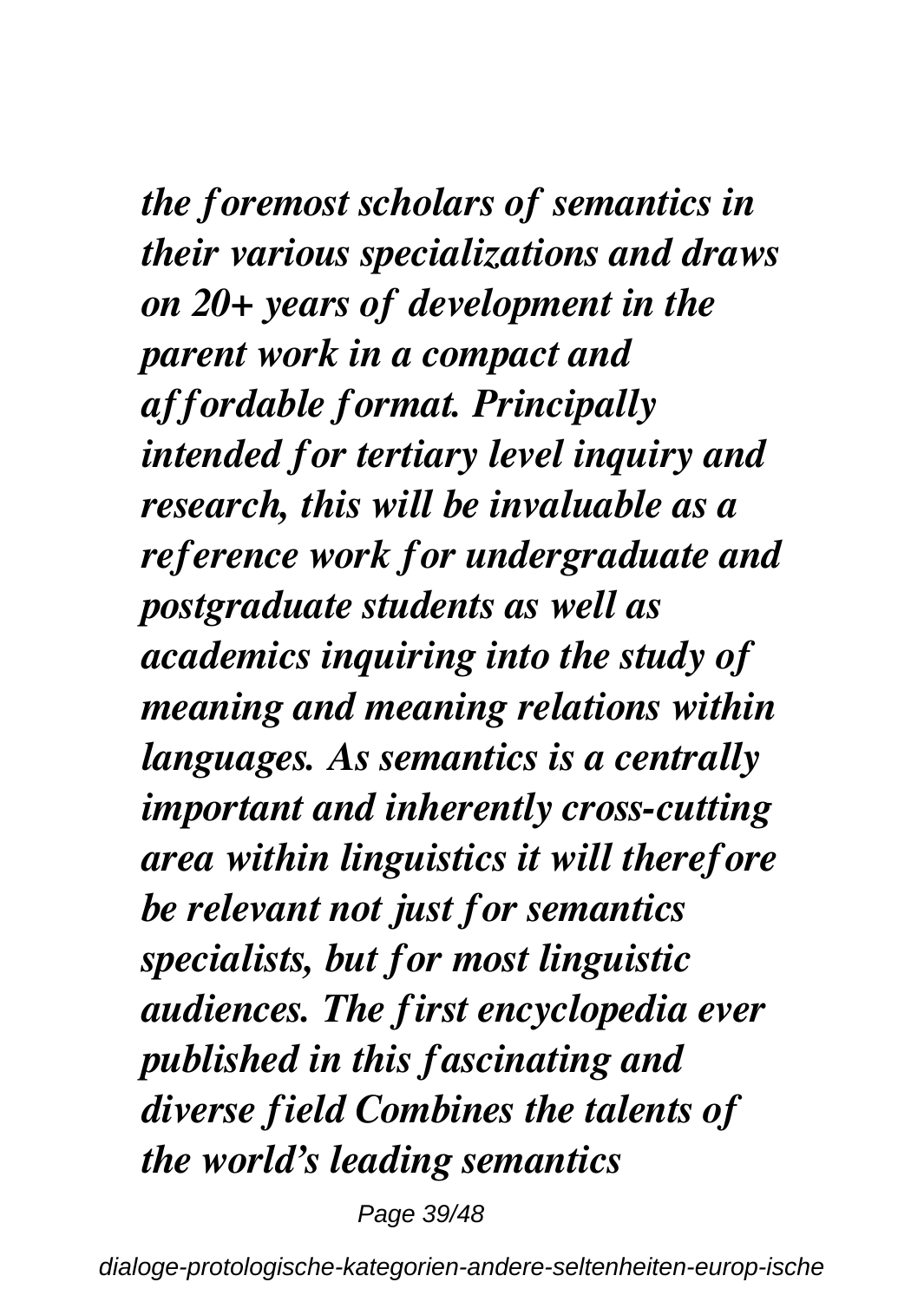*the foremost scholars of semantics in their various specializations and draws on 20+ years of development in the parent work in a compact and affordable format. Principally intended for tertiary level inquiry and research, this will be invaluable as a reference work for undergraduate and postgraduate students as well as academics inquiring into the study of meaning and meaning relations within languages. As semantics is a centrally important and inherently cross-cutting area within linguistics it will therefore be relevant not just for semantics specialists, but for most linguistic audiences. The first encyclopedia ever published in this fascinating and diverse field Combines the talents of the world's leading semantics*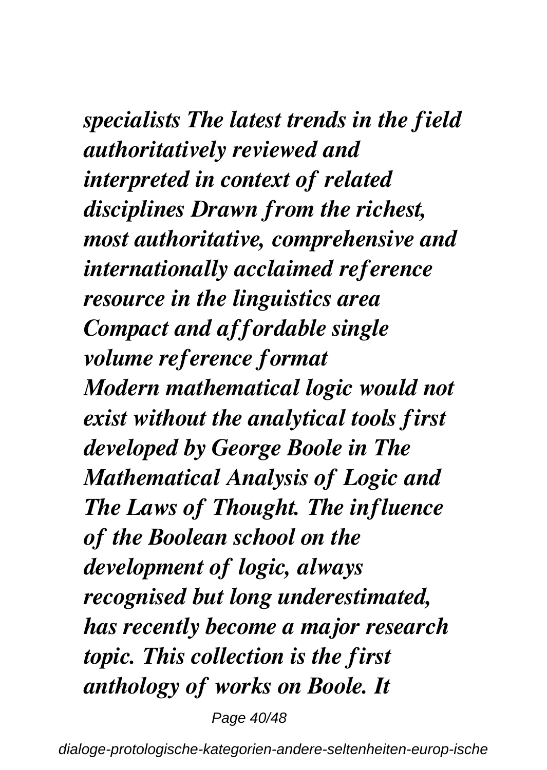*specialists The latest trends in the field authoritatively reviewed and interpreted in context of related disciplines Drawn from the richest, most authoritative, comprehensive and internationally acclaimed reference resource in the linguistics area Compact and affordable single volume reference format*

*Modern mathematical logic would not exist without the analytical tools first developed by George Boole in The Mathematical Analysis of Logic and The Laws of Thought. The influence of the Boolean school on the development of logic, always recognised but long underestimated, has recently become a major research topic. This collection is the first anthology of works on Boole. It*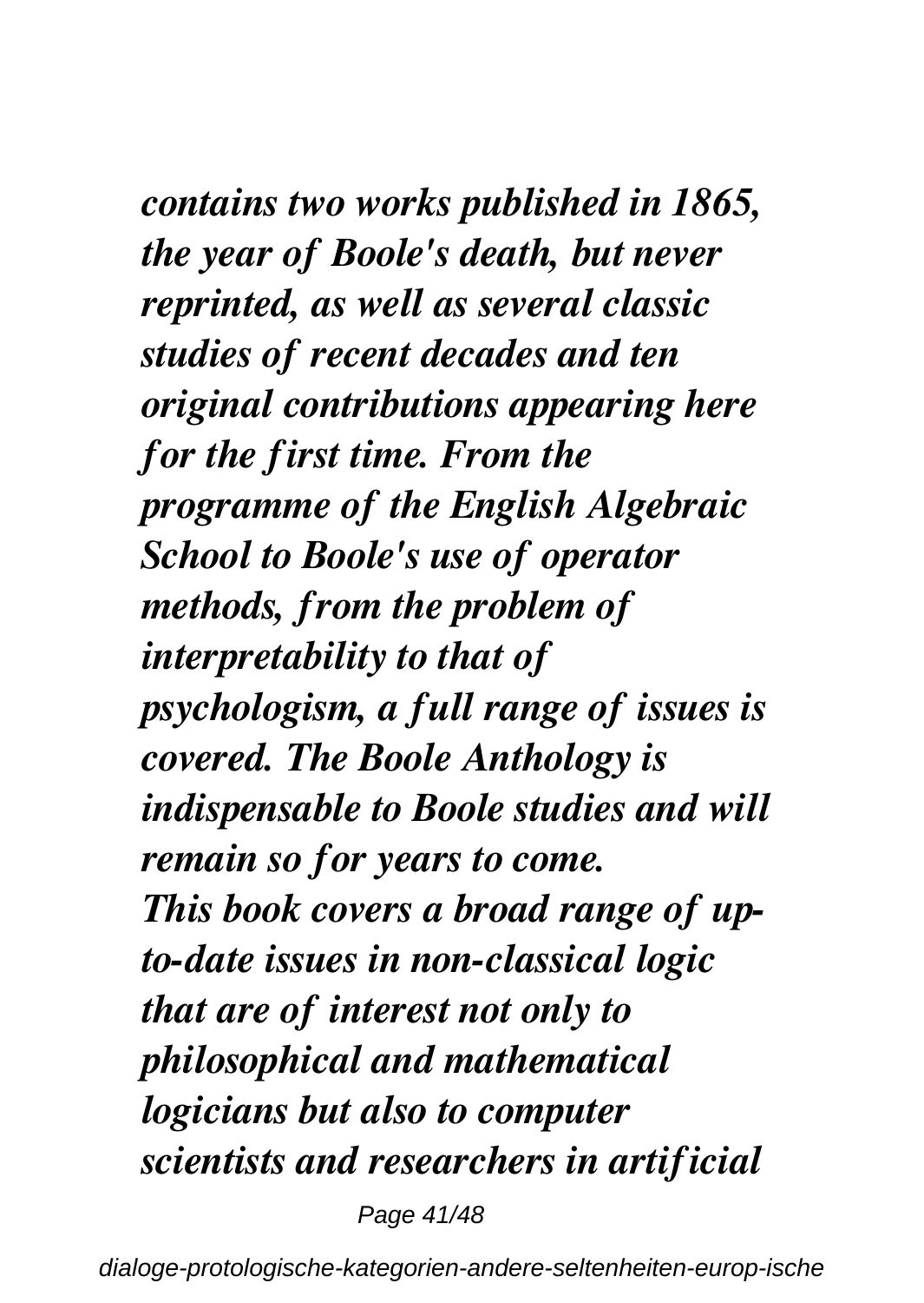*contains two works published in 1865, the year of Boole's death, but never reprinted, as well as several classic studies of recent decades and ten original contributions appearing here for the first time. From the programme of the English Algebraic School to Boole's use of operator methods, from the problem of interpretability to that of psychologism, a full range of issues is covered. The Boole Anthology is indispensable to Boole studies and will remain so for years to come.*

*This book covers a broad range of up-to-date issues in non-classical logic that are of interest not only to philosophical and mathematical logicians but also to computer scientists and researchers in artificial*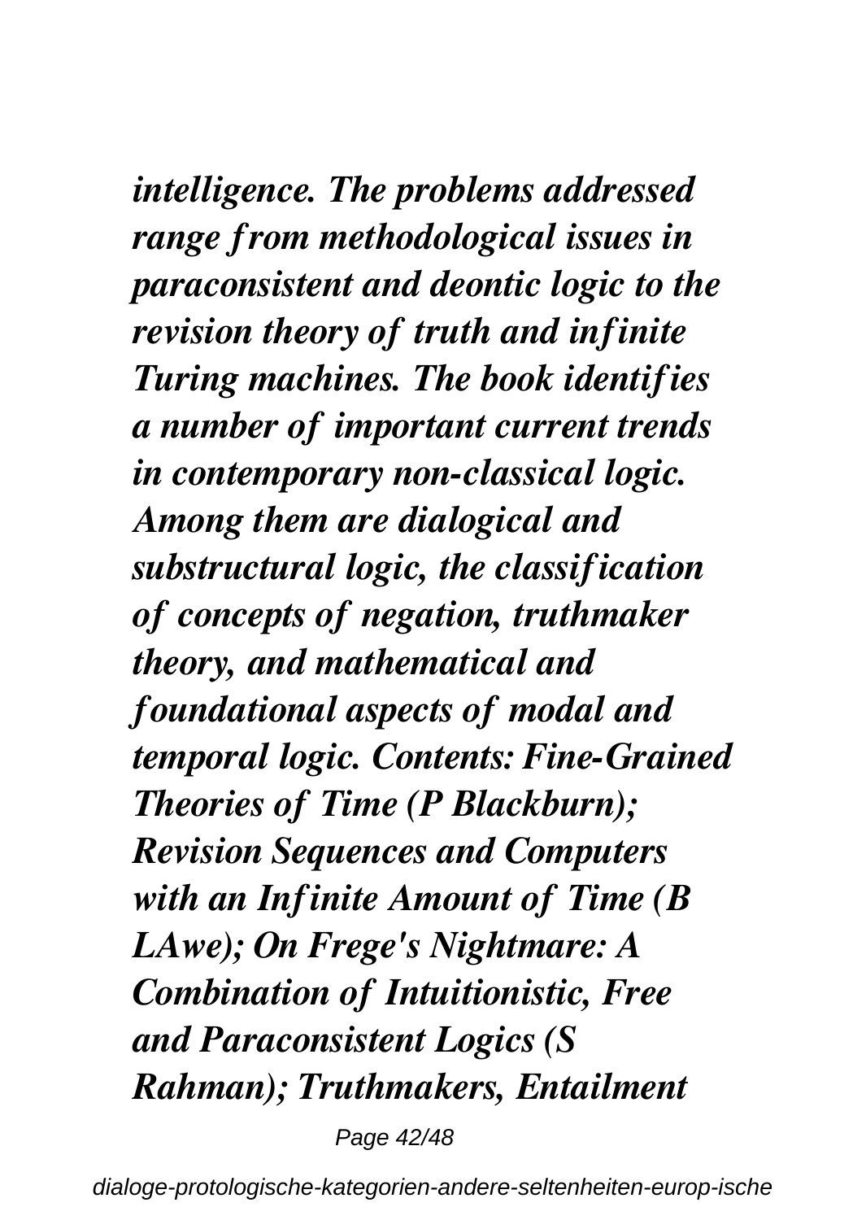*intelligence. The problems addressed range from methodological issues in paraconsistent and deontic logic to the revision theory of truth and infinite Turing machines. The book identifies a number of important current trends in contemporary non-classical logic. Among them are dialogical and substructural logic, the classification of concepts of negation, truthmaker theory, and mathematical and foundational aspects of modal and temporal logic. Contents: Fine-Grained Theories of Time (P Blackburn); Revision Sequences and Computers with an Infinite Amount of Time (B LAwe); On Frege's Nightmare: A Combination of Intuitionistic, Free and Paraconsistent Logics (S Rahman); Truthmakers, Entailment*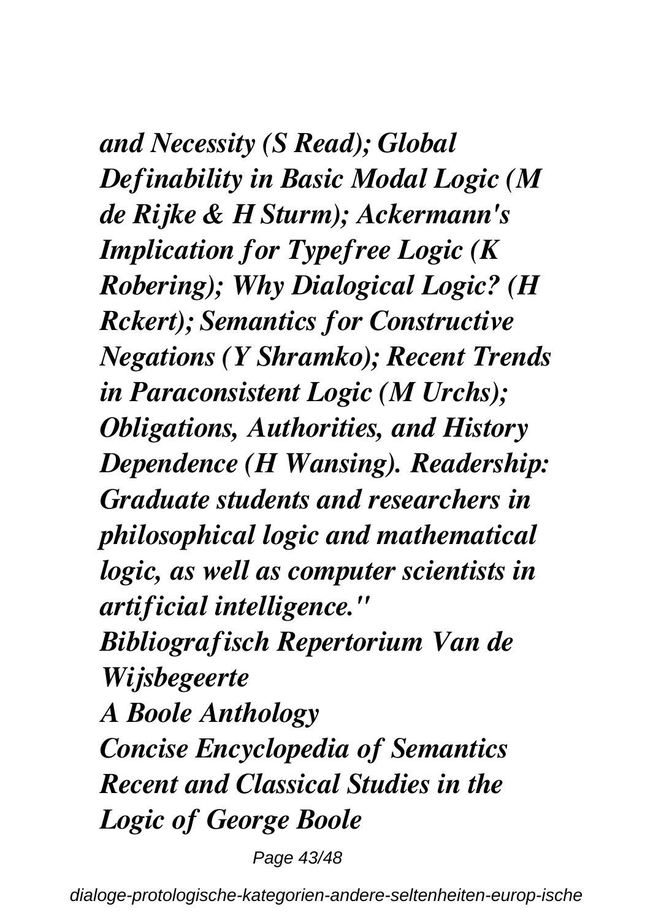*and Necessity (S Read); Global Definability in Basic Modal Logic (M de Rijke & H Sturm); Ackermann's Implication for Typefree Logic (K Robering); Why Dialogical Logic? (H Rckert); Semantics for Constructive Negations (Y Shramko); Recent Trends in Paraconsistent Logic (M Urchs); Obligations, Authorities, and History Dependence (H Wansing). Readership: Graduate students and researchers in philosophical logic and mathematical logic, as well as computer scientists in artificial intelligence."*

*Bibliografisch Repertorium Van de Wijsbegeerte*

*A Boole Anthology*

*Concise Encyclopedia of Semantics*

*Recent and Classical Studies in the Logic of George Boole*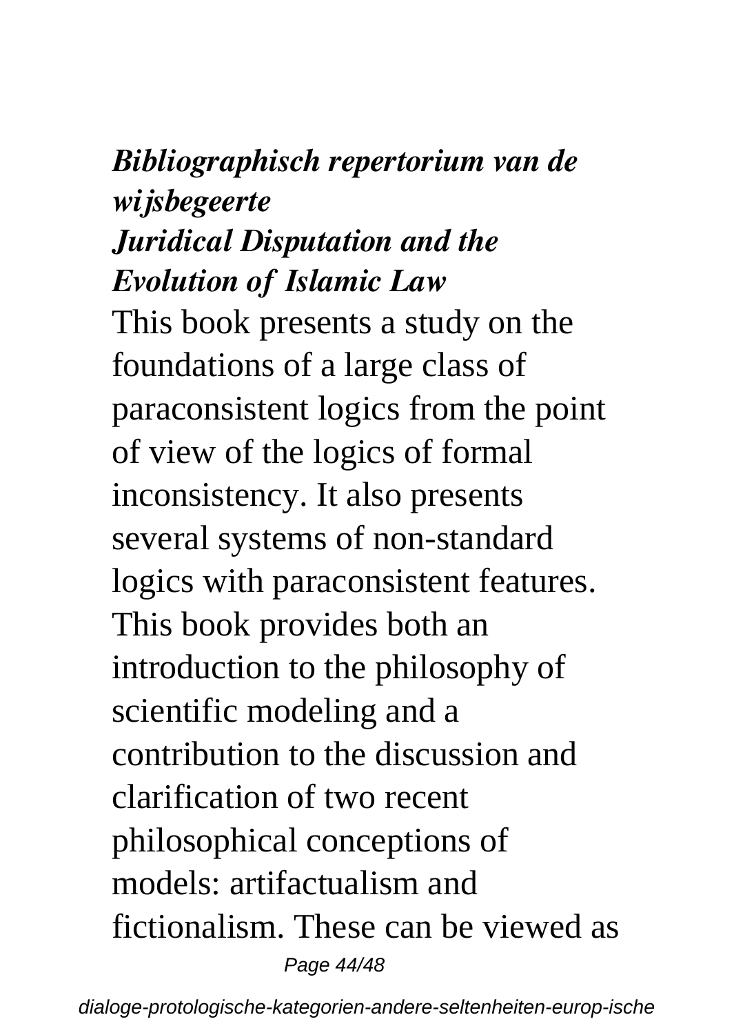***Bibliographisch repertorium van de wijsbegeerte***

***Juridical Disputation and the Evolution of Islamic Law***

This book presents a study on the foundations of a large class of paraconsistent logics from the point of view of the logics of formal inconsistency. It also presents several systems of non-standard logics with paraconsistent features. This book provides both an introduction to the philosophy of scientific modeling and a contribution to the discussion and clarification of two recent philosophical conceptions of models: artifactualism and fictionalism. These can be viewed as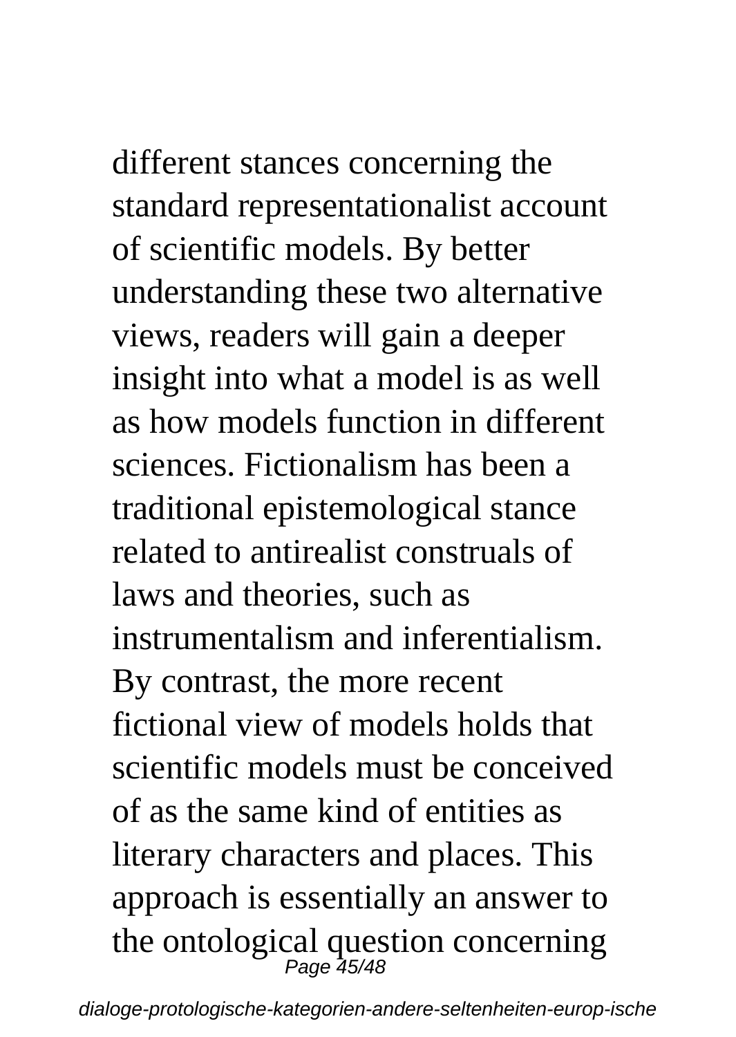different stances concerning the standard representationalist account of scientific models. By better understanding these two alternative views, readers will gain a deeper insight into what a model is as well as how models function in different sciences. Fictionalism has been a traditional epistemological stance related to antirealist construals of laws and theories, such as instrumentalism and inferentialism. By contrast, the more recent fictional view of models holds that scientific models must be conceived of as the same kind of entities as literary characters and places. This approach is essentially an answer to the ontological question concerning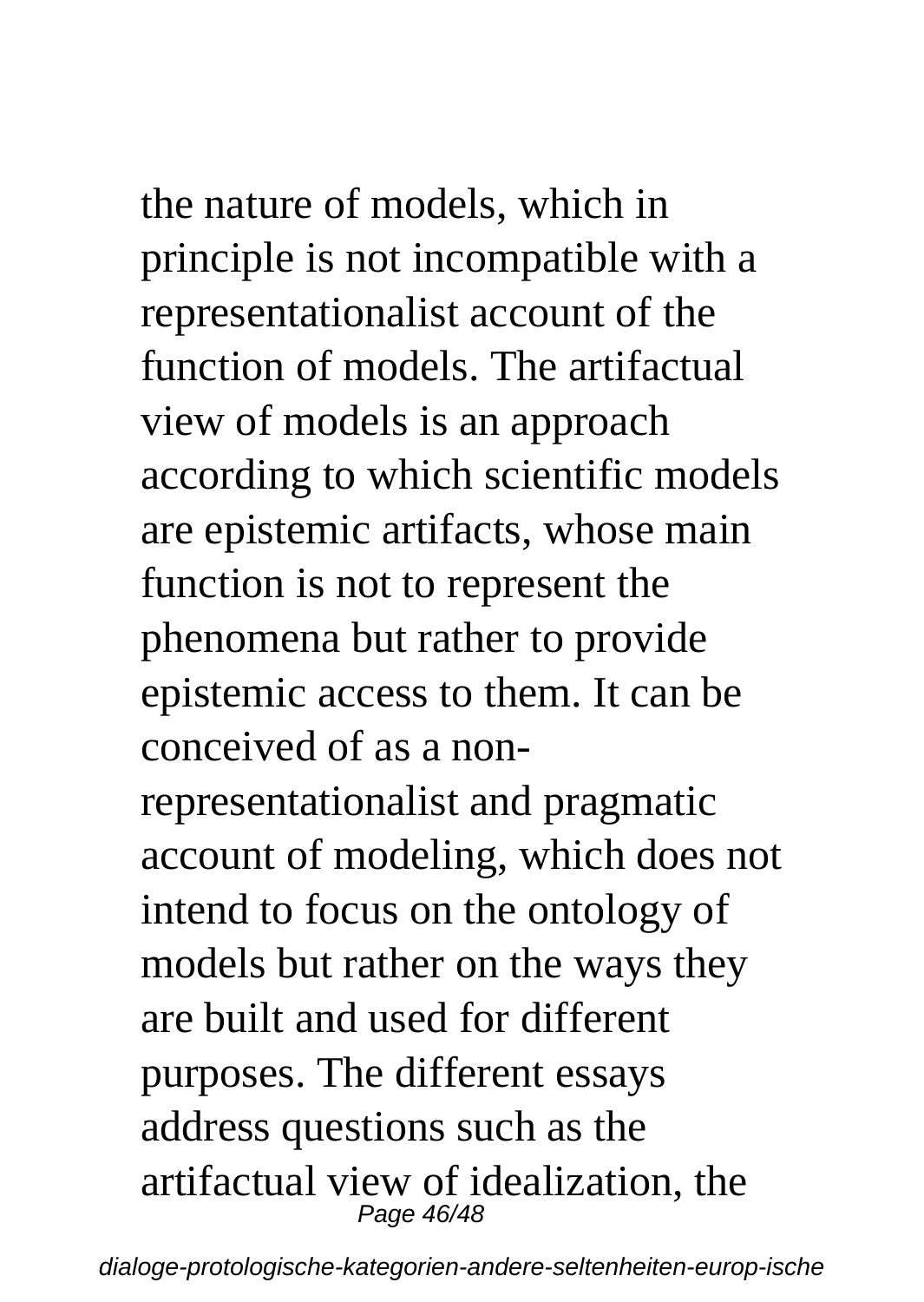the nature of models, which in principle is not incompatible with a representationalist account of the function of models. The artifactual view of models is an approach according to which scientific models are epistemic artifacts, whose main function is not to represent the phenomena but rather to provide epistemic access to them. It can be conceived of as a non-representationalist and pragmatic account of modeling, which does not intend to focus on the ontology of models but rather on the ways they are built and used for different purposes. The different essays address questions such as the artifactual view of idealization, the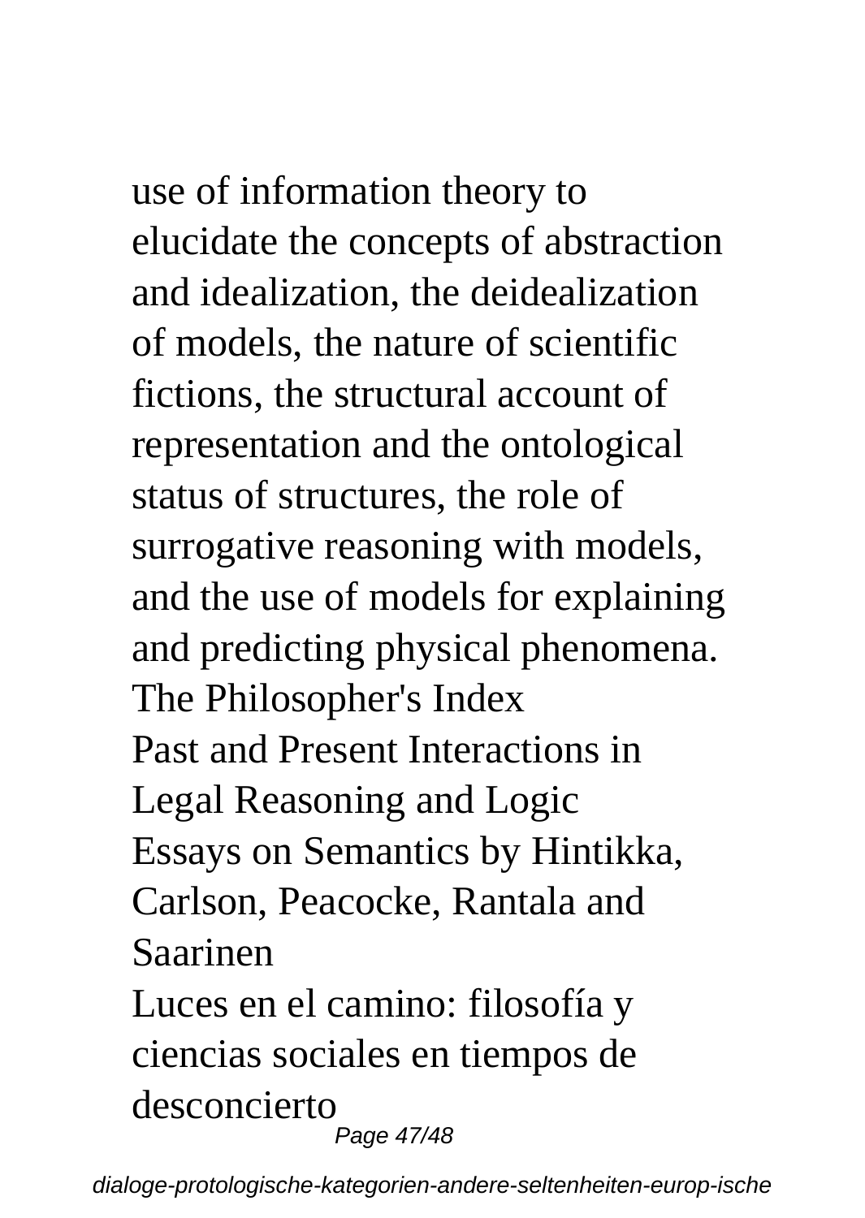use of information theory to elucidate the concepts of abstraction and idealization, the deidealization of models, the nature of scientific fictions, the structural account of representation and the ontological status of structures, the role of surrogative reasoning with models, and the use of models for explaining and predicting physical phenomena.

The Philosopher's Index

Past and Present Interactions in Legal Reasoning and Logic

Essays on Semantics by Hintikka, Carlson, Peacocke, Rantala and Saarinen

Luces en el camino: filosofía y ciencias sociales en tiempos de desconcierto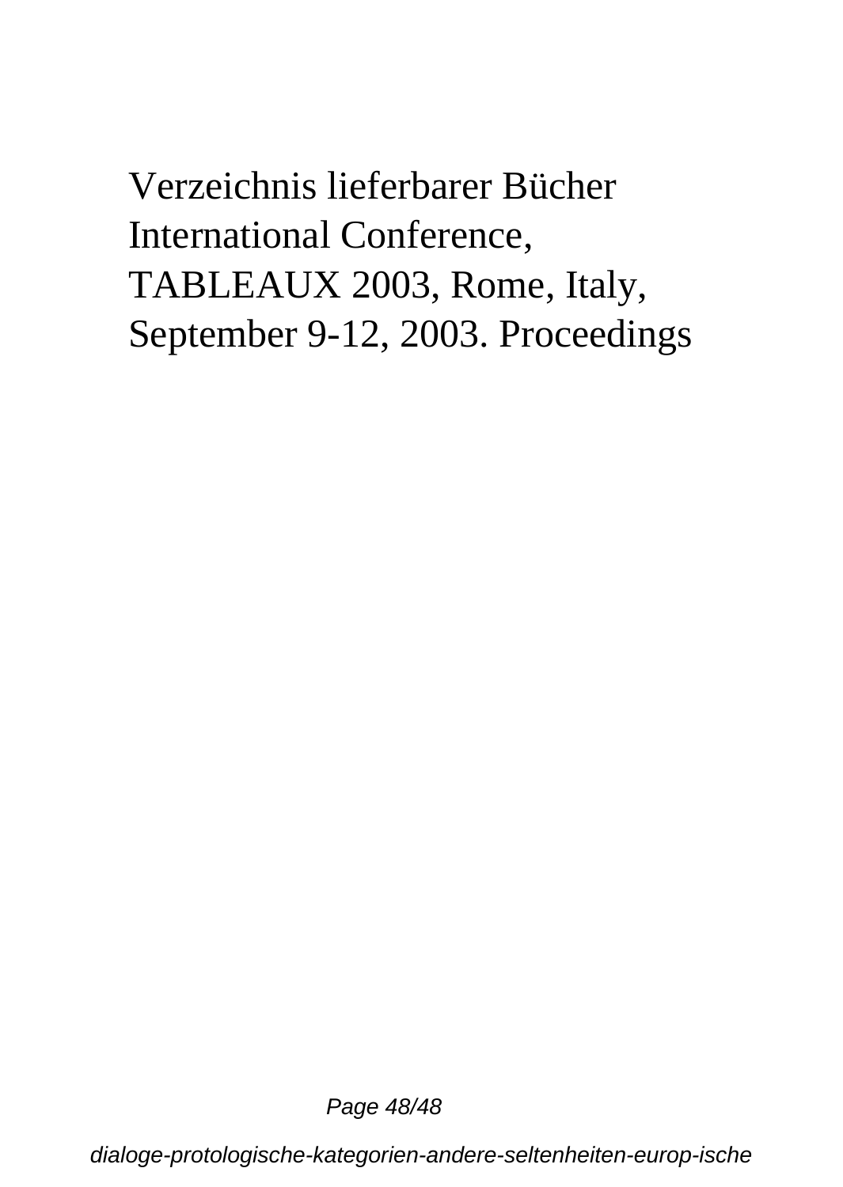Verzeichnis lieferbarer Bücher
International Conference,
TABLEAUX 2003, Rome, Italy,
September 9-12, 2003. Proceedings